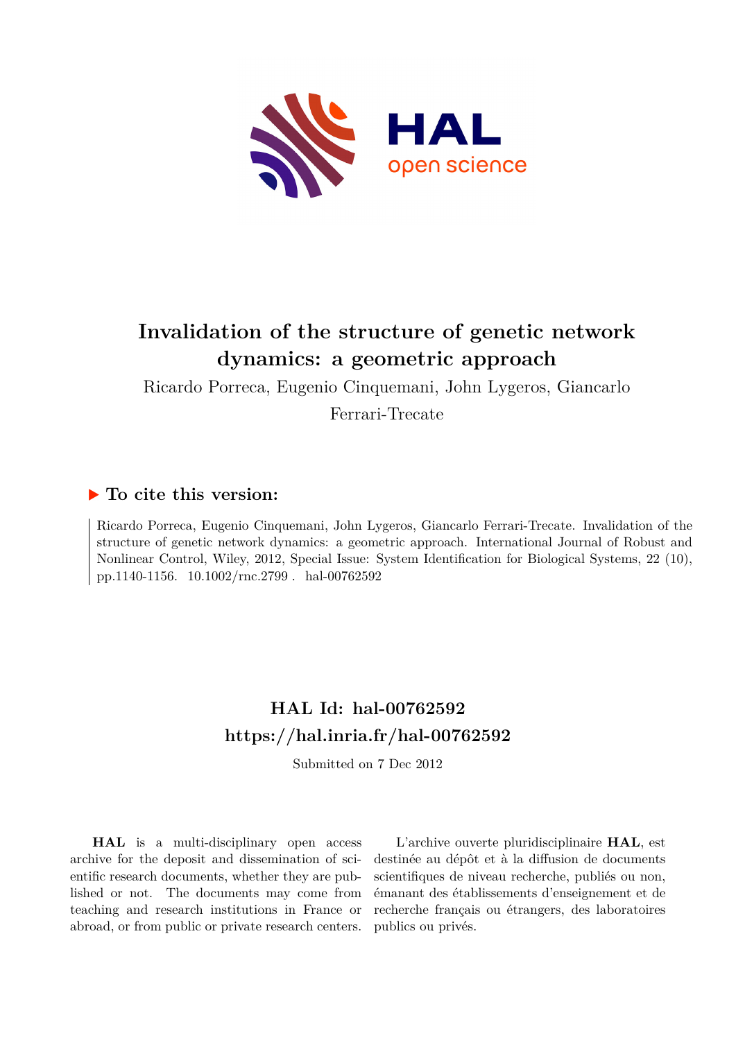# Invalidation of the structure of genetic network dynamics: a geometric approach

Ricardo Porreca, Eugenio Cinquemani, John Lygeros, Giancarlo Ferrari-Trecate

## ▶ To cite this version:

Ricardo Porreca, Eugenio Cinquemani, John Lygeros, Giancarlo Ferrari-Trecate. Invalidation of the structure of genetic network dynamics: a geometric approach. International Journal of Robust and Nonlinear Control, Wiley, 2012, Special Issue: System Identification for Biological Systems, 22 (10), pp.1140-1156. 10.1002/rnc.2799 . hal-00762592

## HAL Id: hal-00762592
## https://hal.inria.fr/hal-00762592

Submitted on 7 Dec 2012

**HAL** is a multi-disciplinary open access archive for the deposit and dissemination of scientific research documents, whether they are published or not. The documents may come from teaching and research institutions in France or abroad, or from public or private research centers.

L'archive ouverte pluridisciplinaire **HAL**, est destinée au dépôt et à la diffusion de documents scientifiques de niveau recherche, publiés ou non, émanant des établissements d'enseignement et de recherche français ou étrangers, des laboratoires publics ou privés.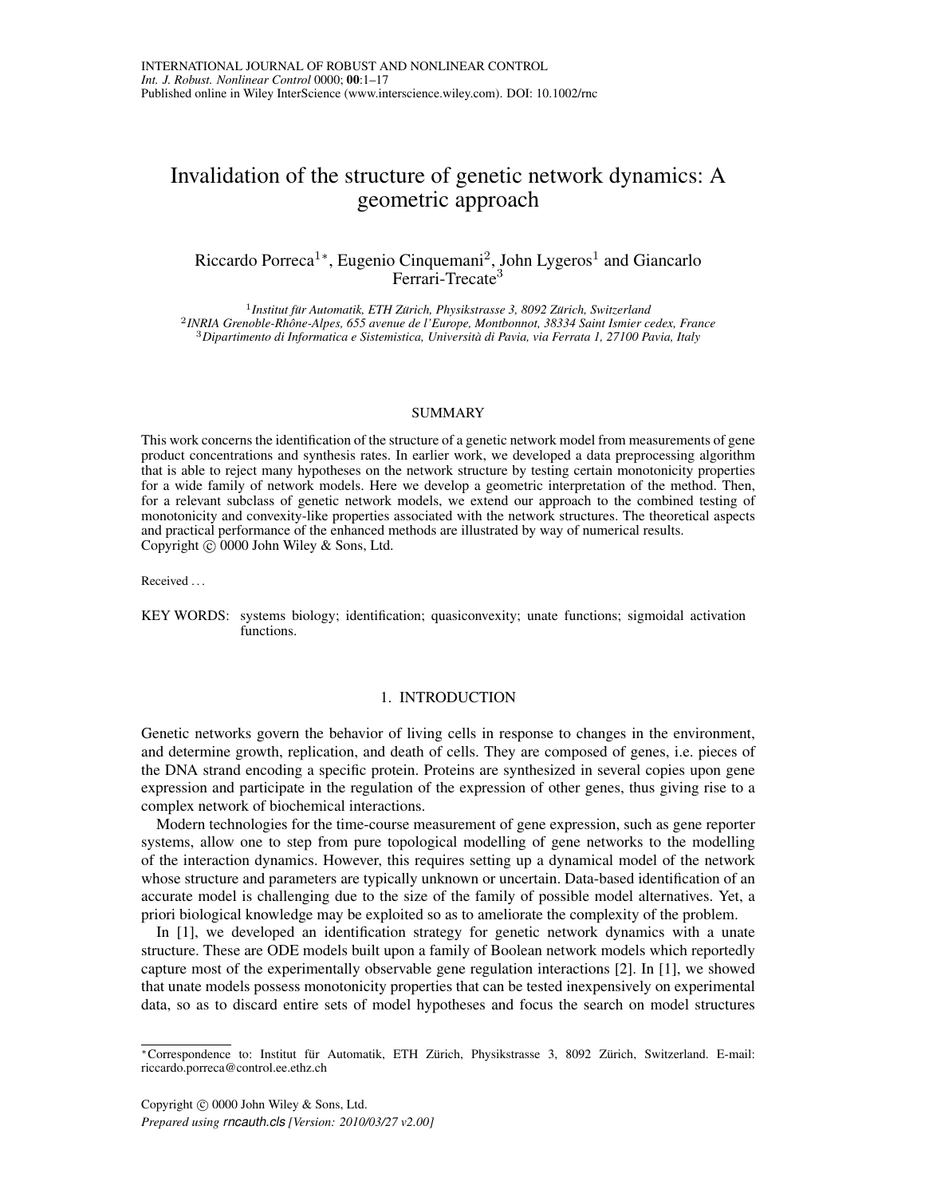# Invalidation of the structure of genetic network dynamics: A geometric approach

Riccardo Porreca[1]*, Eugenio Cinquemani[2], John Lygeros[1] and Giancarlo Ferrari-Trecate[3]

[1] *Institut für Automatik, ETH Zürich, Physikstrasse 3, 8092 Zürich, Switzerland*
[2] *INRIA Grenoble-Rhône-Alpes, 655 avenue de l'Europe, Montbonnot, 38334 Saint Ismier cedex, France*
[3] *Dipartimento di Informatica e Sistemistica, Università di Pavia, via Ferrata 1, 27100 Pavia, Italy*

## SUMMARY

This work concerns the identification of the structure of a genetic network model from measurements of gene product concentrations and synthesis rates. In earlier work, we developed a data preprocessing algorithm that is able to reject many hypotheses on the network structure by testing certain monotonicity properties for a wide family of network models. Here we develop a geometric interpretation of the method. Then, for a relevant subclass of genetic network models, we extend our approach to the combined testing of monotonicity and convexity-like properties associated with the network structures. The theoretical aspects and practical performance of the enhanced methods are illustrated by way of numerical results.
Copyright © 0000 John Wiley & Sons, Ltd.

Received . . .

KEY WORDS: systems biology; identification; quasiconvexity; unate functions; sigmoidal activation functions.

## 1. INTRODUCTION

Genetic networks govern the behavior of living cells in response to changes in the environment, and determine growth, replication, and death of cells. They are composed of genes, i.e. pieces of the DNA strand encoding a specific protein. Proteins are synthesized in several copies upon gene expression and participate in the regulation of the expression of other genes, thus giving rise to a complex network of biochemical interactions.

Modern technologies for the time-course measurement of gene expression, such as gene reporter systems, allow one to step from pure topological modelling of gene networks to the modelling of the interaction dynamics. However, this requires setting up a dynamical model of the network whose structure and parameters are typically unknown or uncertain. Data-based identification of an accurate model is challenging due to the size of the family of possible model alternatives. Yet, a priori biological knowledge may be exploited so as to ameliorate the complexity of the problem.

In [1], we developed an identification strategy for genetic network dynamics with a unate structure. These are ODE models built upon a family of Boolean network models which reportedly capture most of the experimentally observable gene regulation interactions [2]. In [1], we showed that unate models possess monotonicity properties that can be tested inexpensively on experimental data, so as to discard entire sets of model hypotheses and focus the search on model structures

*Correspondence to: Institut für Automatik, ETH Zürich, Physikstrasse 3, 8092 Zürich, Switzerland. E-mail: riccardo.porreca@control.ee.ethz.ch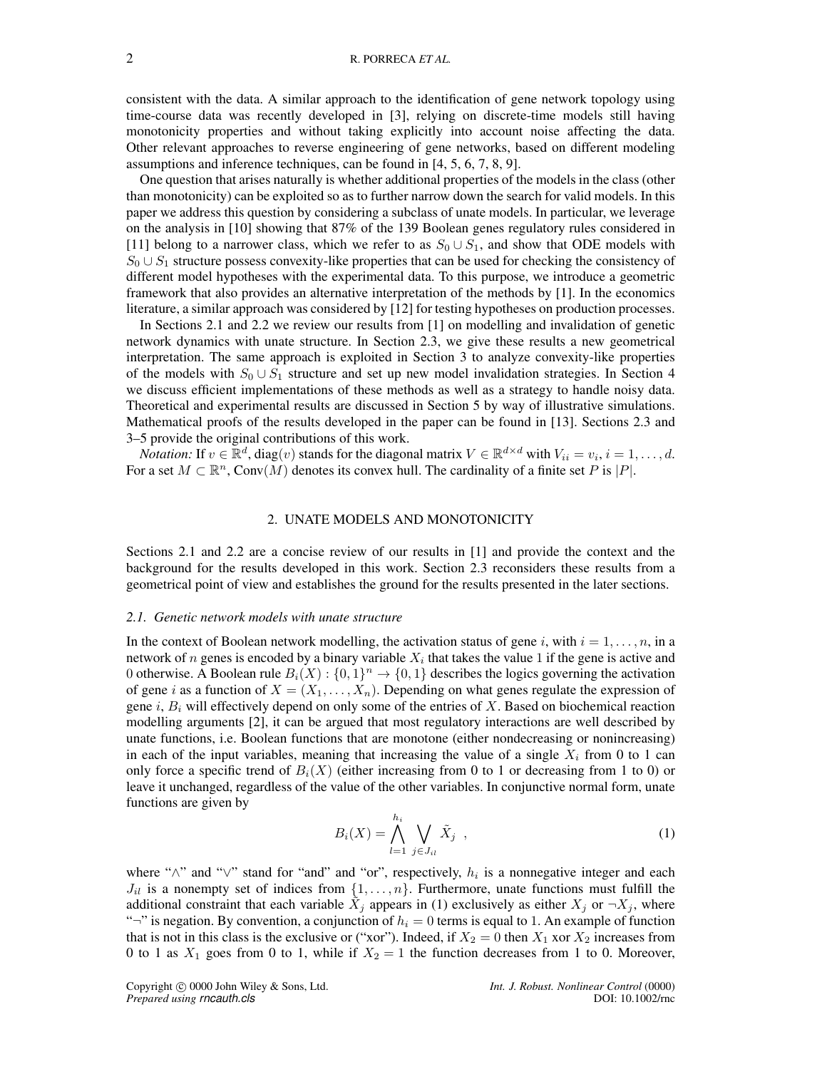consistent with the data. A similar approach to the identification of gene network topology using time-course data was recently developed in [3], relying on discrete-time models still having monotonicity properties and without taking explicitly into account noise affecting the data. Other relevant approaches to reverse engineering of gene networks, based on different modeling assumptions and inference techniques, can be found in [4, 5, 6, 7, 8, 9].

One question that arises naturally is whether additional properties of the models in the class (other than monotonicity) can be exploited so as to further narrow down the search for valid models. In this paper we address this question by considering a subclass of unate models. In particular, we leverage on the analysis in [10] showing that 87% of the 139 Boolean genes regulatory rules considered in [11] belong to a narrower class, which we refer to as $S_0 \cup S_1$, and show that ODE models with $S_0 \cup S_1$ structure possess convexity-like properties that can be used for checking the consistency of different model hypotheses with the experimental data. To this purpose, we introduce a geometric framework that also provides an alternative interpretation of the methods by [1]. In the economics literature, a similar approach was considered by [12] for testing hypotheses on production processes.

In Sections 2.1 and 2.2 we review our results from [1] on modelling and invalidation of genetic network dynamics with unate structure. In Section 2.3, we give these results a new geometrical interpretation. The same approach is exploited in Section 3 to analyze convexity-like properties of the models with $S_0 \cup S_1$ structure and set up new model invalidation strategies. In Section 4 we discuss efficient implementations of these methods as well as a strategy to handle noisy data. Theoretical and experimental results are discussed in Section 5 by way of illustrative simulations. Mathematical proofs of the results developed in the paper can be found in [13]. Sections 2.3 and 3–5 provide the original contributions of this work.

*Notation:* If $v \in \mathbb{R}^d$, diag$(v)$ stands for the diagonal matrix $V \in \mathbb{R}^{d \times d}$ with $V_{ii} = v_i$, $i = 1, \ldots, d$. For a set $M \subset \mathbb{R}^n$, Conv$(M)$ denotes its convex hull. The cardinality of a finite set $P$ is $|P|$.

## 2. UNATE MODELS AND MONOTONICITY

Sections 2.1 and 2.2 are a concise review of our results in [1] and provide the context and the background for the results developed in this work. Section 2.3 reconsiders these results from a geometrical point of view and establishes the ground for the results presented in the later sections.

### 2.1. Genetic network models with unate structure

In the context of Boolean network modelling, the activation status of gene $i$, with $i = 1, \ldots, n$, in a network of $n$ genes is encoded by a binary variable $X_i$ that takes the value 1 if the gene is active and 0 otherwise. A Boolean rule $B_i(X) : \{0,1\}^n \to \{0,1\}$ describes the logics governing the activation of gene $i$ as a function of $X = (X_1, \ldots, X_n)$. Depending on what genes regulate the expression of gene $i$, $B_i$ will effectively depend on only some of the entries of $X$. Based on biochemical reaction modelling arguments [2], it can be argued that most regulatory interactions are well described by unate functions, i.e. Boolean functions that are monotone (either nondecreasing or nonincreasing) in each of the input variables, meaning that increasing the value of a single $X_i$ from 0 to 1 can only force a specific trend of $B_i(X)$ (either increasing from 0 to 1 or decreasing from 1 to 0) or leave it unchanged, regardless of the value of the other variables. In conjunctive normal form, unate functions are given by

$$B_i(X) = \bigwedge_{l=1}^{h_i} \bigvee_{j \in J_{il}} \tilde{X}_j \ , \tag{1}$$

where "$\wedge$" and "$\vee$" stand for "and" and "or", respectively, $h_i$ is a nonnegative integer and each $J_{il}$ is a nonempty set of indices from $\{1, \ldots, n\}$. Furthermore, unate functions must fulfill the additional constraint that each variable $\tilde{X}_j$ appears in (1) exclusively as either $X_j$ or $\neg X_j$, where "$\neg$" is negation. By convention, a conjunction of $h_i = 0$ terms is equal to 1. An example of function that is not in this class is the exclusive or ("xor"). Indeed, if $X_2 = 0$ then $X_1$ xor $X_2$ increases from 0 to 1 as $X_1$ goes from 0 to 1, while if $X_2 = 1$ the function decreases from 1 to 0. Moreover,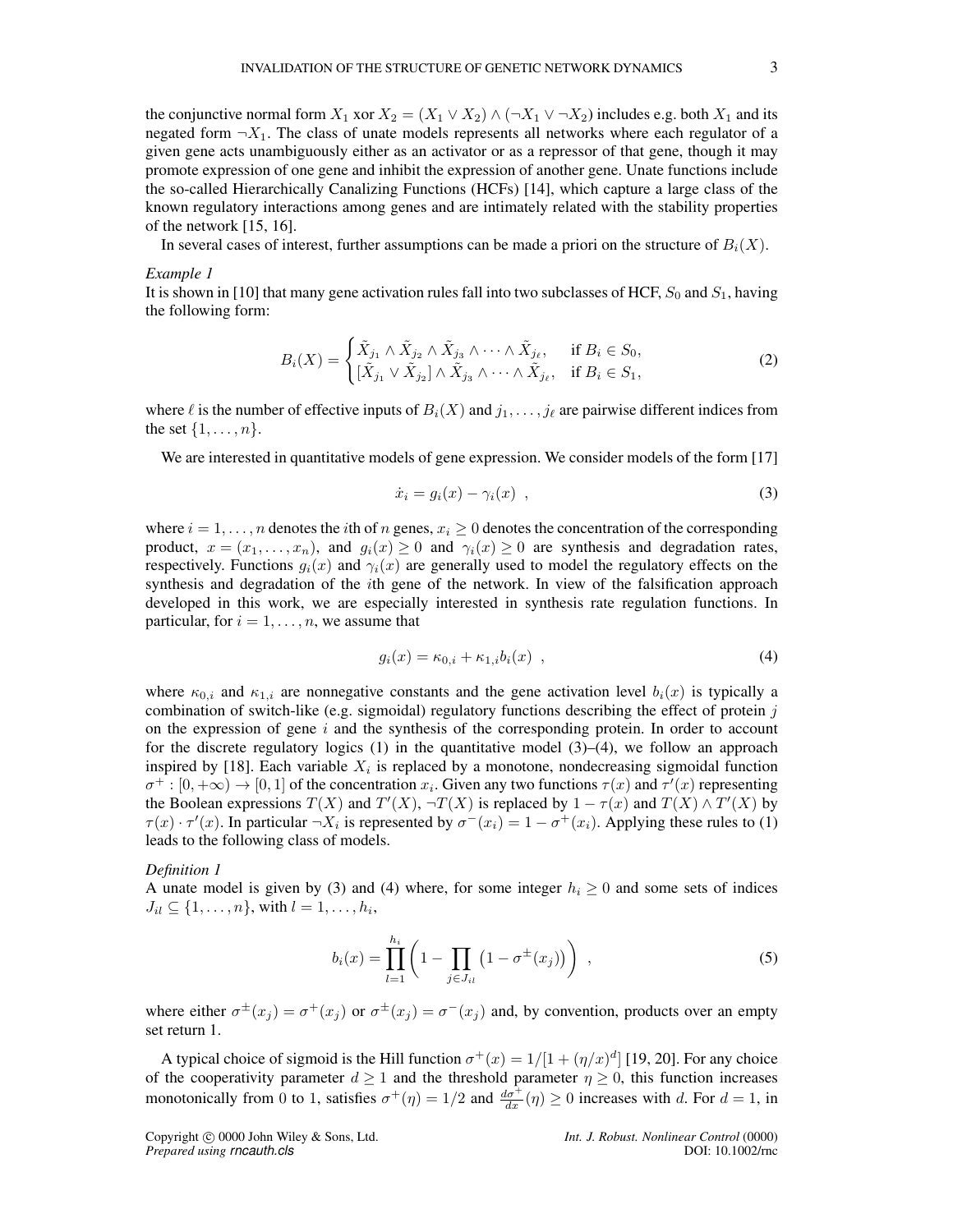the conjunctive normal form $X_1$ xor $X_2 = (X_1 \vee X_2) \wedge (\neg X_1 \vee \neg X_2)$ includes e.g. both $X_1$ and its negated form $\neg X_1$. The class of unate models represents all networks where each regulator of a given gene acts unambiguously either as an activator or as a repressor of that gene, though it may promote expression of one gene and inhibit the expression of another gene. Unate functions include the so-called Hierarchically Canalizing Functions (HCFs) [14], which capture a large class of the known regulatory interactions among genes and are intimately related with the stability properties of the network [15, 16].

In several cases of interest, further assumptions can be made a priori on the structure of $B_i(X)$.

*Example 1*
It is shown in [10] that many gene activation rules fall into two subclasses of HCF, $S_0$ and $S_1$, having the following form:

$$B_i(X) = \begin{cases} \tilde{X}_{j_1} \wedge \tilde{X}_{j_2} \wedge \tilde{X}_{j_3} \wedge \cdots \wedge \tilde{X}_{j_\ell}, & \text{if } B_i \in S_0, \\ [\tilde{X}_{j_1} \vee \tilde{X}_{j_2}] \wedge \tilde{X}_{j_3} \wedge \cdots \wedge \tilde{X}_{j_\ell}, & \text{if } B_i \in S_1, \end{cases} \tag{2}$$

where $\ell$ is the number of effective inputs of $B_i(X)$ and $j_1, \ldots, j_\ell$ are pairwise different indices from the set $\{1, \ldots, n\}$.

We are interested in quantitative models of gene expression. We consider models of the form [17]

$$\dot{x}_i = g_i(x) - \gamma_i(x) \ , \tag{3}$$

where $i = 1, \ldots, n$ denotes the $i$th of $n$ genes, $x_i \geq 0$ denotes the concentration of the corresponding product, $x = (x_1, \ldots, x_n)$, and $g_i(x) \geq 0$ and $\gamma_i(x) \geq 0$ are synthesis and degradation rates, respectively. Functions $g_i(x)$ and $\gamma_i(x)$ are generally used to model the regulatory effects on the synthesis and degradation of the $i$th gene of the network. In view of the falsification approach developed in this work, we are especially interested in synthesis rate regulation functions. In particular, for $i = 1, \ldots, n$, we assume that

$$g_i(x) = \kappa_{0,i} + \kappa_{1,i} b_i(x) \ , \tag{4}$$

where $\kappa_{0,i}$ and $\kappa_{1,i}$ are nonnegative constants and the gene activation level $b_i(x)$ is typically a combination of switch-like (e.g. sigmoidal) regulatory functions describing the effect of protein $j$ on the expression of gene $i$ and the synthesis of the corresponding protein. In order to account for the discrete regulatory logics (1) in the quantitative model (3)–(4), we follow an approach inspired by [18]. Each variable $X_i$ is replaced by a monotone, nondecreasing sigmoidal function $\sigma^+ : [0, +\infty) \to [0, 1]$ of the concentration $x_i$. Given any two functions $\tau(x)$ and $\tau'(x)$ representing the Boolean expressions $T(X)$ and $T'(X)$, $\neg T(X)$ is replaced by $1 - \tau(x)$ and $T(X) \wedge T'(X)$ by $\tau(x) \cdot \tau'(x)$. In particular $\neg X_i$ is represented by $\sigma^-(x_i) = 1 - \sigma^+(x_i)$. Applying these rules to (1) leads to the following class of models.

*Definition 1*
A unate model is given by (3) and (4) where, for some integer $h_i \geq 0$ and some sets of indices $J_{il} \subseteq \{1, \ldots, n\}$, with $l = 1, \ldots, h_i$,

$$b_i(x) = \prod_{l=1}^{h_i} \left( 1 - \prod_{j \in J_{il}} \left( 1 - \sigma^{\pm}(x_j) \right) \right) \ , \tag{5}$$

where either $\sigma^{\pm}(x_j) = \sigma^+(x_j)$ or $\sigma^{\pm}(x_j) = \sigma^-(x_j)$ and, by convention, products over an empty set return 1.

A typical choice of sigmoid is the Hill function $\sigma^+(x) = 1/[1 + (\eta/x)^d]$ [19, 20]. For any choice of the cooperativity parameter $d \geq 1$ and the threshold parameter $\eta \geq 0$, this function increases monotonically from 0 to 1, satisfies $\sigma^+(\eta) = 1/2$ and $\frac{d\sigma^+}{dx}(\eta) \geq 0$ increases with $d$. For $d = 1$, in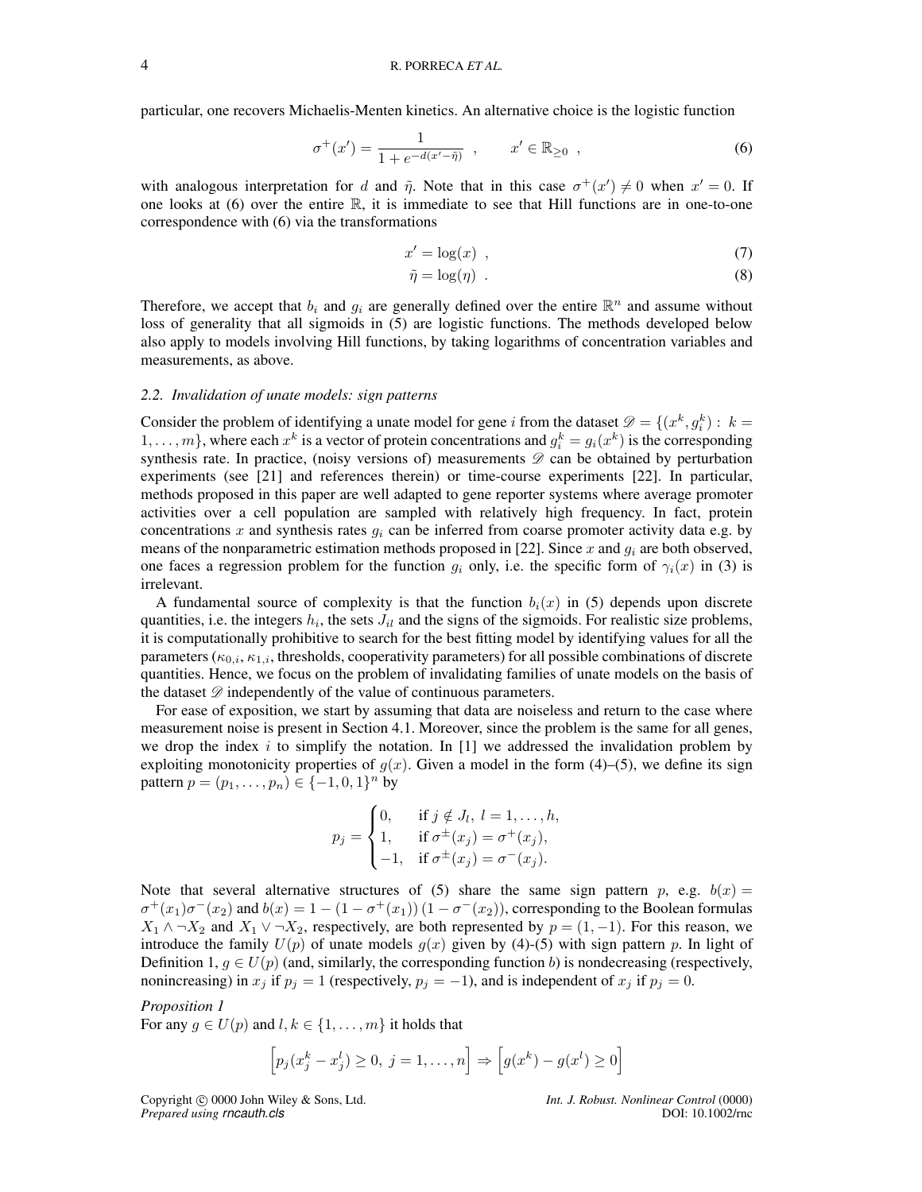particular, one recovers Michaelis-Menten kinetics. An alternative choice is the logistic function

$$\sigma^+(x') = \frac{1}{1 + e^{-d(x' - \tilde{\eta})}} \ , \qquad x' \in \mathbb{R}_{\geq 0} \ , \tag{6}$$

with analogous interpretation for $d$ and $\tilde{\eta}$. Note that in this case $\sigma^+(x') \neq 0$ when $x' = 0$. If one looks at (6) over the entire $\mathbb{R}$, it is immediate to see that Hill functions are in one-to-one correspondence with (6) via the transformations

$$x' = \log(x) \ , \tag{7}$$

$$\tilde{\eta} = \log(\eta) \ . \tag{8}$$

Therefore, we accept that $b_i$ and $g_i$ are generally defined over the entire $\mathbb{R}^n$ and assume without loss of generality that all sigmoids in (5) are logistic functions. The methods developed below also apply to models involving Hill functions, by taking logarithms of concentration variables and measurements, as above.

### 2.2. Invalidation of unate models: sign patterns

Consider the problem of identifying a unate model for gene $i$ from the dataset $\mathscr{D} = \{(x^k, g_i^k) : k = 1, \dots, m\}$, where each $x^k$ is a vector of protein concentrations and $g_i^k = g_i(x^k)$ is the corresponding synthesis rate. In practice, (noisy versions of) measurements $\mathscr{D}$ can be obtained by perturbation experiments (see [21] and references therein) or time-course experiments [22]. In particular, methods proposed in this paper are well adapted to gene reporter systems where average promoter activities over a cell population are sampled with relatively high frequency. In fact, protein concentrations $x$ and synthesis rates $g_i$ can be inferred from coarse promoter activity data e.g. by means of the nonparametric estimation methods proposed in [22]. Since $x$ and $g_i$ are both observed, one faces a regression problem for the function $g_i$ only, i.e. the specific form of $\gamma_i(x)$ in (3) is irrelevant.

A fundamental source of complexity is that the function $b_i(x)$ in (5) depends upon discrete quantities, i.e. the integers $h_i$, the sets $J_{il}$ and the signs of the sigmoids. For realistic size problems, it is computationally prohibitive to search for the best fitting model by identifying values for all the parameters ($\kappa_{0,i}$, $\kappa_{1,i}$, thresholds, cooperativity parameters) for all possible combinations of discrete quantities. Hence, we focus on the problem of invalidating families of unate models on the basis of the dataset $\mathscr{D}$ independently of the value of continuous parameters.

For ease of exposition, we start by assuming that data are noiseless and return to the case where measurement noise is present in Section 4.1. Moreover, since the problem is the same for all genes, we drop the index $i$ to simplify the notation. In [1] we addressed the invalidation problem by exploiting monotonicity properties of $g(x)$. Given a model in the form (4)–(5), we define its sign pattern $p = (p_1, \dots, p_n) \in \{-1, 0, 1\}^n$ by

$$p_j = \begin{cases} 0, & \text{if } j \notin J_l, \ l = 1, \dots, h, \\ 1, & \text{if } \sigma^{\pm}(x_j) = \sigma^+(x_j), \\ -1, & \text{if } \sigma^{\pm}(x_j) = \sigma^-(x_j). \end{cases}$$

Note that several alternative structures of (5) share the same sign pattern $p$, e.g. $b(x) = \sigma^+(x_1)\sigma^-(x_2)$ and $b(x) = 1 - (1 - \sigma^+(x_1))(1 - \sigma^-(x_2))$, corresponding to the Boolean formulas $X_1 \wedge \neg X_2$ and $X_1 \vee \neg X_2$, respectively, are both represented by $p = (1, -1)$. For this reason, we introduce the family $U(p)$ of unate models $g(x)$ given by (4)-(5) with sign pattern $p$. In light of Definition 1, $g \in U(p)$ (and, similarly, the corresponding function $b$) is nondecreasing (respectively, nonincreasing) in $x_j$ if $p_j = 1$ (respectively, $p_j = -1$), and is independent of $x_j$ if $p_j = 0$.

*Proposition 1*
For any $g \in U(p)$ and $l, k \in \{1, \dots, m\}$ it holds that

$$\left[ p_j(x_j^k - x_j^l) \geq 0, \ j = 1, \dots, n \right] \Rightarrow \left[ g(x^k) - g(x^l) \geq 0 \right]$$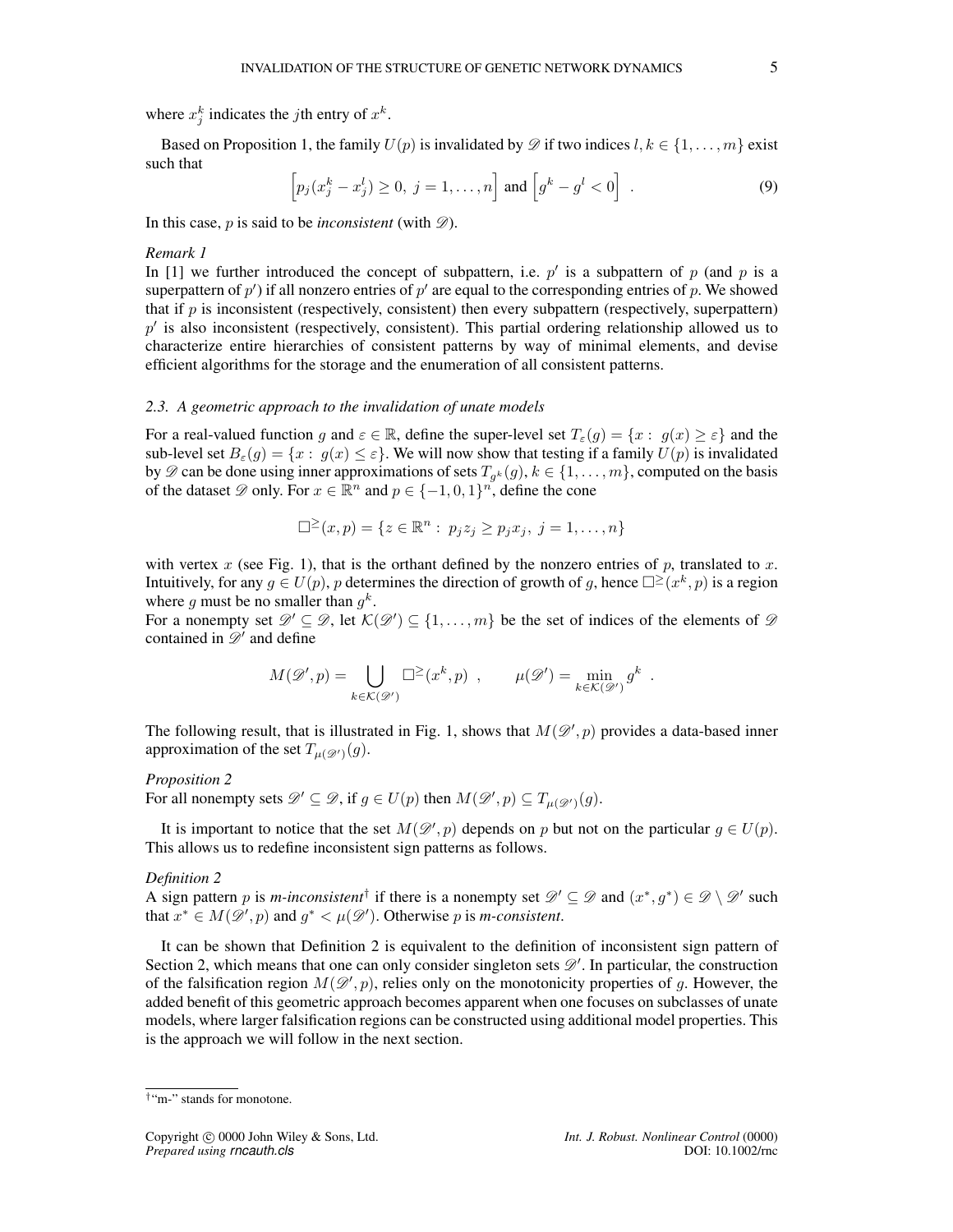where $x_j^k$ indicates the $j$th entry of $x^k$.

Based on Proposition 1, the family $U(p)$ is invalidated by $\mathscr{D}$ if two indices $l, k \in \{1, \dots, m\}$ exist such that

$$\left[p_j(x_j^k - x_j^l) \geq 0,\ j = 1, \dots, n\right] \text{ and } \left[g^k - g^l < 0\right] \ . \tag{9}$$

In this case, $p$ is said to be *inconsistent* (with $\mathscr{D}$).

*Remark 1*

In [1] we further introduced the concept of subpattern, i.e. $p'$ is a subpattern of $p$ (and $p$ is a superpattern of $p'$) if all nonzero entries of $p'$ are equal to the corresponding entries of $p$. We showed that if $p$ is inconsistent (respectively, consistent) then every subpattern (respectively, superpattern) $p'$ is also inconsistent (respectively, consistent). This partial ordering relationship allowed us to characterize entire hierarchies of consistent patterns by way of minimal elements, and devise efficient algorithms for the storage and the enumeration of all consistent patterns.

### 2.3. A geometric approach to the invalidation of unate models

For a real-valued function $g$ and $\varepsilon \in \mathbb{R}$, define the super-level set $T_\varepsilon(g) = \{x :\ g(x) \geq \varepsilon\}$ and the sub-level set $B_\varepsilon(g) = \{x :\ g(x) \leq \varepsilon\}$. We will now show that testing if a family $U(p)$ is invalidated by $\mathscr{D}$ can be done using inner approximations of sets $T_{g^k}(g)$, $k \in \{1, \dots, m\}$, computed on the basis of the dataset $\mathscr{D}$ only. For $x \in \mathbb{R}^n$ and $p \in \{-1, 0, 1\}^n$, define the cone

$$\square^{\geq}(x, p) = \{z \in \mathbb{R}^n :\ p_j z_j \geq p_j x_j,\ j = 1, \dots, n\}$$

with vertex $x$ (see Fig. 1), that is the orthant defined by the nonzero entries of $p$, translated to $x$. Intuitively, for any $g \in U(p)$, $p$ determines the direction of growth of $g$, hence $\square^{\geq}(x^k, p)$ is a region where $g$ must be no smaller than $g^k$.

For a nonempty set $\mathscr{D}' \subseteq \mathscr{D}$, let $\mathcal{K}(\mathscr{D}') \subseteq \{1, \dots, m\}$ be the set of indices of the elements of $\mathscr{D}$ contained in $\mathscr{D}'$ and define

$$M(\mathscr{D}', p) = \bigcup_{k \in \mathcal{K}(\mathscr{D}')} \square^{\geq}(x^k, p) \ , \qquad \mu(\mathscr{D}') = \min_{k \in \mathcal{K}(\mathscr{D}')} g^k \ .$$

The following result, that is illustrated in Fig. 1, shows that $M(\mathscr{D}', p)$ provides a data-based inner approximation of the set $T_{\mu(\mathscr{D}')}(g)$.

*Proposition 2*

For all nonempty sets $\mathscr{D}' \subseteq \mathscr{D}$, if $g \in U(p)$ then $M(\mathscr{D}', p) \subseteq T_{\mu(\mathscr{D}')}(g)$.

It is important to notice that the set $M(\mathscr{D}', p)$ depends on $p$ but not on the particular $g \in U(p)$. This allows us to redefine inconsistent sign patterns as follows.

*Definition 2*

A sign pattern $p$ is *m-inconsistent*[†] if there is a nonempty set $\mathscr{D}' \subseteq \mathscr{D}$ and $(x^*, g^*) \in \mathscr{D} \setminus \mathscr{D}'$ such that $x^* \in M(\mathscr{D}', p)$ and $g^* < \mu(\mathscr{D}')$. Otherwise $p$ is *m-consistent*.

It can be shown that Definition 2 is equivalent to the definition of inconsistent sign pattern of Section 2, which means that one can only consider singleton sets $\mathscr{D}'$. In particular, the construction of the falsification region $M(\mathscr{D}', p)$, relies only on the monotonicity properties of $g$. However, the added benefit of this geometric approach becomes apparent when one focuses on subclasses of unate models, where larger falsification regions can be constructed using additional model properties. This is the approach we will follow in the next section.

[†] "m-" stands for monotone.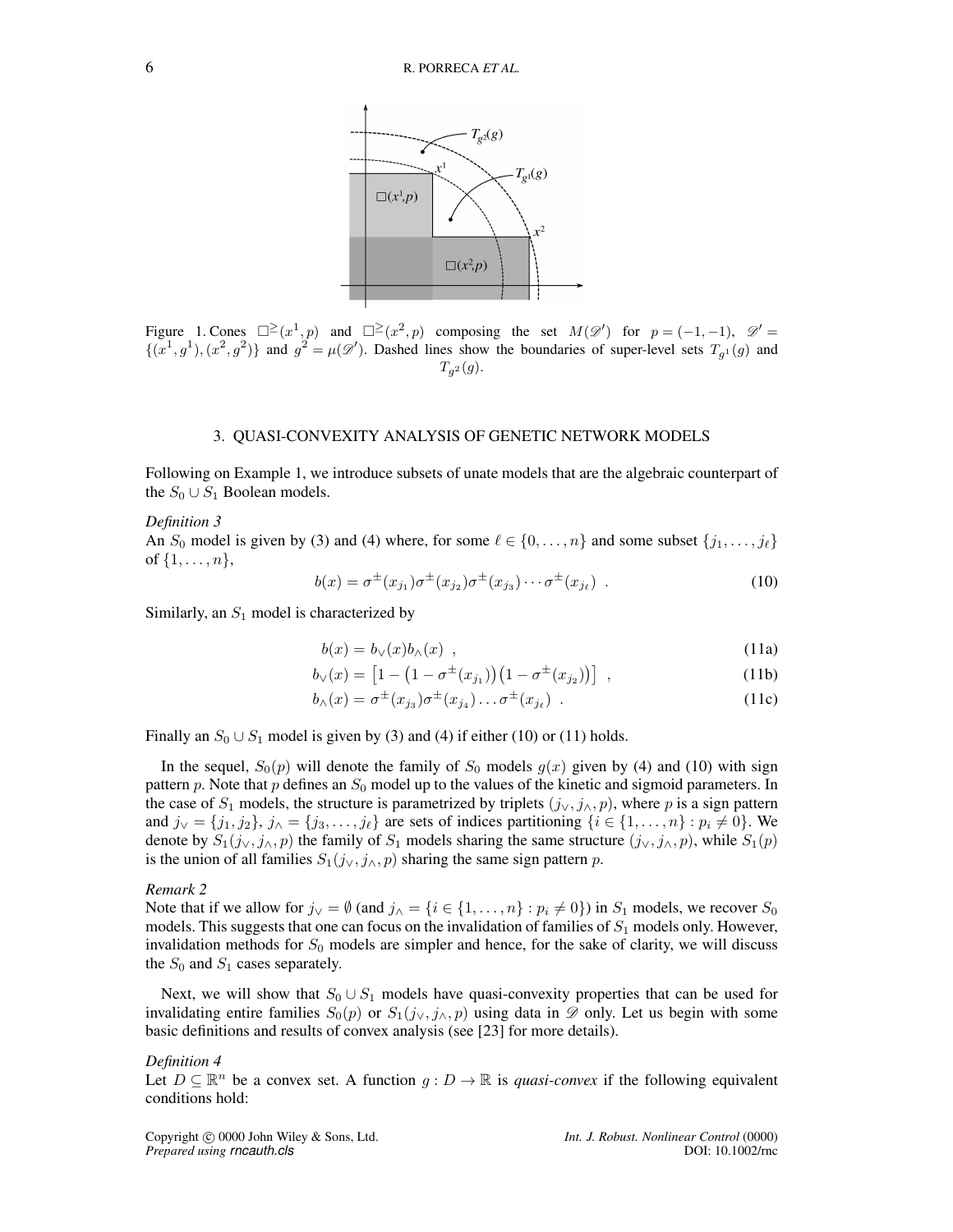Figure 1. Cones $\square^{\geq}(x^1,p)$ and $\square^{\geq}(x^2,p)$ composing the set $M(\mathscr{D}')$ for $p=(-1,-1)$, $\mathscr{D}' = \{(x^1,g^1),(x^2,g^2)\}$ and $g^2 = \mu(\mathscr{D}')$. Dashed lines show the boundaries of super-level sets $T_{g^1}(g)$ and $T_{g^2}(g)$.

## 3. QUASI-CONVEXITY ANALYSIS OF GENETIC NETWORK MODELS

Following on Example 1, we introduce subsets of unate models that are the algebraic counterpart of the $S_0 \cup S_1$ Boolean models.

*Definition 3*
An $S_0$ model is given by (3) and (4) where, for some $\ell \in \{0,\ldots,n\}$ and some subset $\{j_1,\ldots,j_\ell\}$ of $\{1,\ldots,n\}$,

$$b(x) = \sigma^{\pm}(x_{j_1})\sigma^{\pm}(x_{j_2})\sigma^{\pm}(x_{j_3})\cdots\sigma^{\pm}(x_{j_\ell}) \ . \tag{10}$$

Similarly, an $S_1$ model is characterized by

$$b(x) = b_{\vee}(x)b_{\wedge}(x) \ , \tag{11a}$$

$$b_{\vee}(x) = \left[1-\left(1-\sigma^{\pm}(x_{j_1})\right)\left(1-\sigma^{\pm}(x_{j_2})\right)\right] \ , \tag{11b}$$

$$b_{\wedge}(x) = \sigma^{\pm}(x_{j_3})\sigma^{\pm}(x_{j_4})\ldots\sigma^{\pm}(x_{j_\ell}) \ . \tag{11c}$$

Finally an $S_0 \cup S_1$ model is given by (3) and (4) if either (10) or (11) holds.

In the sequel, $S_0(p)$ will denote the family of $S_0$ models $g(x)$ given by (4) and (10) with sign pattern $p$. Note that $p$ defines an $S_0$ model up to the values of the kinetic and sigmoid parameters. In the case of $S_1$ models, the structure is parametrized by triplets $(j_\vee, j_\wedge, p)$, where $p$ is a sign pattern and $j_\vee = \{j_1, j_2\}$, $j_\wedge = \{j_3,\ldots,j_\ell\}$ are sets of indices partitioning $\{i \in \{1,\ldots,n\} : p_i \neq 0\}$. We denote by $S_1(j_\vee, j_\wedge, p)$ the family of $S_1$ models sharing the same structure $(j_\vee, j_\wedge, p)$, while $S_1(p)$ is the union of all families $S_1(j_\vee, j_\wedge, p)$ sharing the same sign pattern $p$.

*Remark 2*
Note that if we allow for $j_\vee = \emptyset$ (and $j_\wedge = \{i \in \{1,\ldots,n\} : p_i \neq 0\}$) in $S_1$ models, we recover $S_0$ models. This suggests that one can focus on the invalidation of families of $S_1$ models only. However, invalidation methods for $S_0$ models are simpler and hence, for the sake of clarity, we will discuss the $S_0$ and $S_1$ cases separately.

Next, we will show that $S_0 \cup S_1$ models have quasi-convexity properties that can be used for invalidating entire families $S_0(p)$ or $S_1(j_\vee, j_\wedge, p)$ using data in $\mathscr{D}$ only. Let us begin with some basic definitions and results of convex analysis (see [23] for more details).

*Definition 4*
Let $D \subseteq \mathbb{R}^n$ be a convex set. A function $g: D \to \mathbb{R}$ is *quasi-convex* if the following equivalent conditions hold: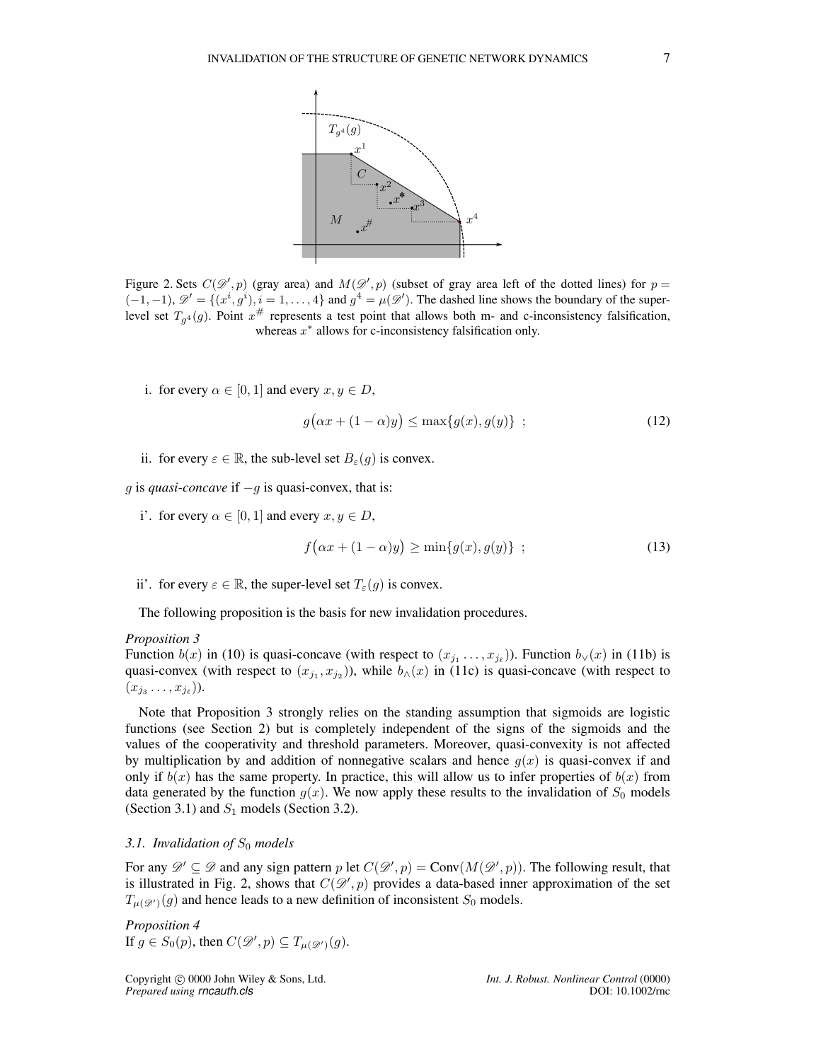Figure 2. Sets $C(\mathscr{D}', p)$ (gray area) and $M(\mathscr{D}', p)$ (subset of gray area left of the dotted lines) for $p = (-1, -1)$, $\mathscr{D}' = \{(x^i, g^i), i = 1, \ldots, 4\}$ and $g^4 = \mu(\mathscr{D}')$. The dashed line shows the boundary of the super-level set $T_{g^4}(g)$. Point $x^\#$ represents a test point that allows both m- and c-inconsistency falsification, whereas $x^*$ allows for c-inconsistency falsification only.

i. for every $\alpha \in [0, 1]$ and every $x, y \in D$,

$$g\big(\alpha x + (1-\alpha)y\big) \leq \max\{g(x), g(y)\} \ ; \tag{12}$$

ii. for every $\varepsilon \in \mathbb{R}$, the sub-level set $B_\varepsilon(g)$ is convex.

$g$ is *quasi-concave* if $-g$ is quasi-convex, that is:

i'. for every $\alpha \in [0, 1]$ and every $x, y \in D$,

$$f\big(\alpha x + (1-\alpha)y\big) \geq \min\{g(x), g(y)\} \ ; \tag{13}$$

ii'. for every $\varepsilon \in \mathbb{R}$, the super-level set $T_\varepsilon(g)$ is convex.

The following proposition is the basis for new invalidation procedures.

*Proposition 3*
Function $b(x)$ in (10) is quasi-concave (with respect to $(x_{j_1} \ldots, x_{j_\ell})$). Function $b_\vee(x)$ in (11b) is quasi-convex (with respect to $(x_{j_1}, x_{j_2})$), while $b_\wedge(x)$ in (11c) is quasi-concave (with respect to $(x_{j_3} \ldots, x_{j_\ell})$).

Note that Proposition 3 strongly relies on the standing assumption that sigmoids are logistic functions (see Section 2) but is completely independent of the signs of the sigmoids and the values of the cooperativity and threshold parameters. Moreover, quasi-convexity is not affected by multiplication by and addition of nonnegative scalars and hence $g(x)$ is quasi-convex if and only if $b(x)$ has the same property. In practice, this will allow us to infer properties of $b(x)$ from data generated by the function $g(x)$. We now apply these results to the invalidation of $S_0$ models (Section 3.1) and $S_1$ models (Section 3.2).

### *3.1. Invalidation of $S_0$ models*

For any $\mathscr{D}' \subseteq \mathscr{D}$ and any sign pattern $p$ let $C(\mathscr{D}', p) = \mathrm{Conv}(M(\mathscr{D}', p))$. The following result, that is illustrated in Fig. 2, shows that $C(\mathscr{D}', p)$ provides a data-based inner approximation of the set $T_{\mu(\mathscr{D}')}(g)$ and hence leads to a new definition of inconsistent $S_0$ models.

*Proposition 4*
If $g \in S_0(p)$, then $C(\mathscr{D}', p) \subseteq T_{\mu(\mathscr{D}')}(g)$.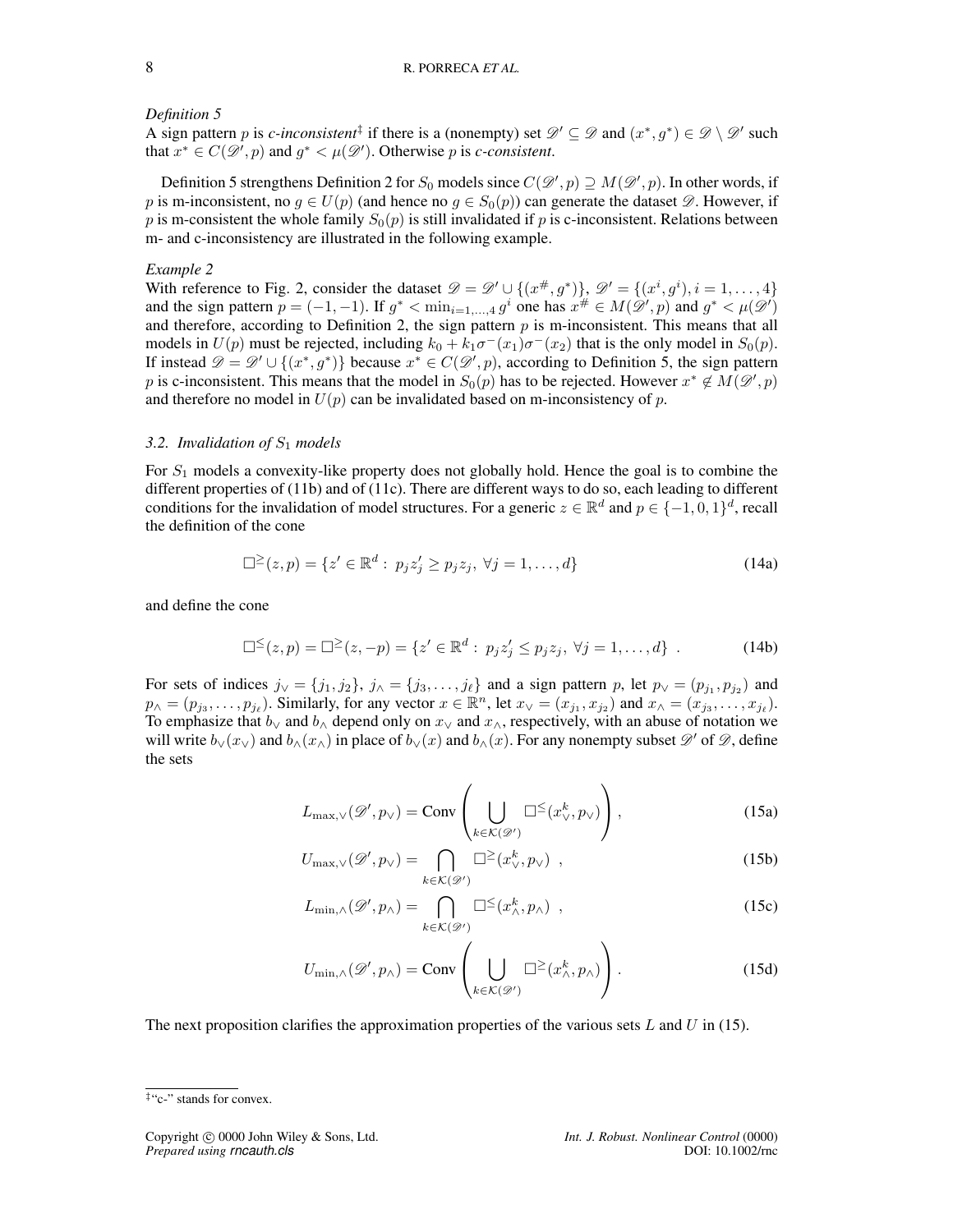*Definition 5*

A sign pattern $p$ is *c-inconsistent*[‡] if there is a (nonempty) set $\mathscr{D}' \subseteq \mathscr{D}$ and $(x^*, g^*) \in \mathscr{D} \setminus \mathscr{D}'$ such that $x^* \in C(\mathscr{D}', p)$ and $g^* < \mu(\mathscr{D}')$. Otherwise $p$ is *c-consistent*.

Definition 5 strengthens Definition 2 for $S_0$ models since $C(\mathscr{D}', p) \supseteq M(\mathscr{D}', p)$. In other words, if $p$ is m-inconsistent, no $g \in U(p)$ (and hence no $g \in S_0(p)$) can generate the dataset $\mathscr{D}$. However, if $p$ is m-consistent the whole family $S_0(p)$ is still invalidated if $p$ is c-inconsistent. Relations between m- and c-inconsistency are illustrated in the following example.

*Example 2*

With reference to Fig. 2, consider the dataset $\mathscr{D} = \mathscr{D}' \cup \{(x^{\#}, g^*)\}$, $\mathscr{D}' = \{(x^i, g^i), i = 1, \ldots, 4\}$ and the sign pattern $p = (-1, -1)$. If $g^* < \min_{i=1,\ldots,4} g^i$ one has $x^{\#} \in M(\mathscr{D}', p)$ and $g^* < \mu(\mathscr{D}')$ and therefore, according to Definition 2, the sign pattern $p$ is m-inconsistent. This means that all models in $U(p)$ must be rejected, including $k_0 + k_1\sigma^-(x_1)\sigma^-(x_2)$ that is the only model in $S_0(p)$. If instead $\mathscr{D} = \mathscr{D}' \cup \{(x^*, g^*)\}$ because $x^* \in C(\mathscr{D}', p)$, according to Definition 5, the sign pattern $p$ is c-inconsistent. This means that the model in $S_0(p)$ has to be rejected. However $x^* \notin M(\mathscr{D}', p)$ and therefore no model in $U(p)$ can be invalidated based on m-inconsistency of $p$.

### 3.2. Invalidation of $S_1$ models

For $S_1$ models a convexity-like property does not globally hold. Hence the goal is to combine the different properties of (11b) and of (11c). There are different ways to do so, each leading to different conditions for the invalidation of model structures. For a generic $z \in \mathbb{R}^d$ and $p \in \{-1, 0, 1\}^d$, recall the definition of the cone

$$\square^{\geq}(z, p) = \{z' \in \mathbb{R}^d : \ p_j z'_j \geq p_j z_j, \ \forall j = 1, \ldots, d\} \tag{14a}$$

and define the cone

$$\square^{\leq}(z, p) = \square^{\geq}(z, -p) = \{z' \in \mathbb{R}^d : \ p_j z'_j \leq p_j z_j, \ \forall j = 1, \ldots, d\} \ . \tag{14b}$$

For sets of indices $j_\vee = \{j_1, j_2\}$, $j_\wedge = \{j_3, \ldots, j_\ell\}$ and a sign pattern $p$, let $p_\vee = (p_{j_1}, p_{j_2})$ and $p_\wedge = (p_{j_3}, \ldots, p_{j_\ell})$. Similarly, for any vector $x \in \mathbb{R}^n$, let $x_\vee = (x_{j_1}, x_{j_2})$ and $x_\wedge = (x_{j_3}, \ldots, x_{j_\ell})$. To emphasize that $b_\vee$ and $b_\wedge$ depend only on $x_\vee$ and $x_\wedge$, respectively, with an abuse of notation we will write $b_\vee(x_\vee)$ and $b_\wedge(x_\wedge)$ in place of $b_\vee(x)$ and $b_\wedge(x)$. For any nonempty subset $\mathscr{D}'$ of $\mathscr{D}$, define the sets

$$L_{\max,\vee}(\mathscr{D}', p_\vee) = \mathrm{Conv}\left( \bigcup_{k \in \mathcal{K}(\mathscr{D}')} \square^{\leq}(x^k_\vee, p_\vee) \right), \tag{15a}$$

$$U_{\max,\vee}(\mathscr{D}', p_\vee) = \bigcap_{k \in \mathcal{K}(\mathscr{D}')} \square^{\geq}(x^k_\vee, p_\vee) \ , \tag{15b}$$

$$L_{\min,\wedge}(\mathscr{D}', p_\wedge) = \bigcap_{k \in \mathcal{K}(\mathscr{D}')} \square^{\leq}(x^k_\wedge, p_\wedge) \ , \tag{15c}$$

$$U_{\min,\wedge}(\mathscr{D}', p_\wedge) = \mathrm{Conv}\left( \bigcup_{k \in \mathcal{K}(\mathscr{D}')} \square^{\geq}(x^k_\wedge, p_\wedge) \right). \tag{15d}$$

The next proposition clarifies the approximation properties of the various sets $L$ and $U$ in (15).

[‡] "c-" stands for convex.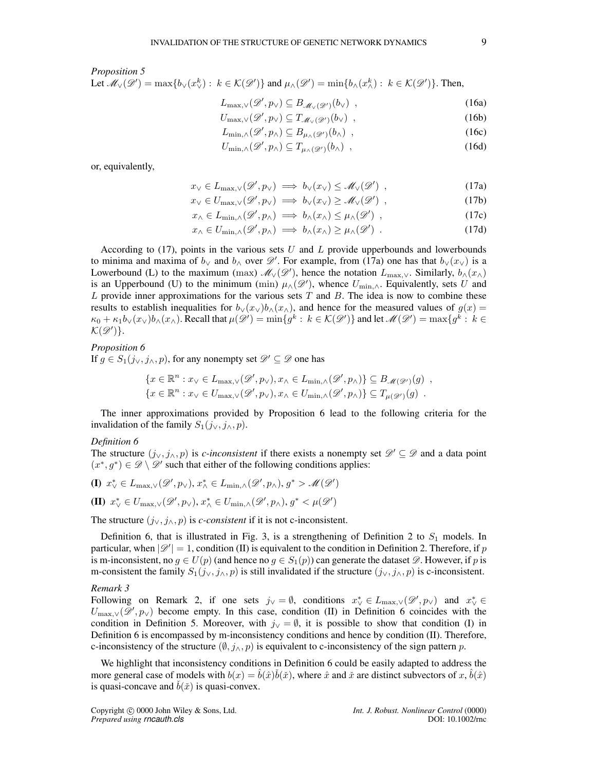*Proposition 5*

Let $\mathscr{M}_\vee(\mathscr{D}') = \max\{b_\vee(x^k_\vee) : k \in \mathcal{K}(\mathscr{D}')\}$ and $\mu_\wedge(\mathscr{D}') = \min\{b_\wedge(x^k_\wedge) : k \in \mathcal{K}(\mathscr{D}')\}$. Then,

$$L_{\max,\vee}(\mathscr{D}', p_\vee) \subseteq B_{\mathscr{M}_\vee(\mathscr{D}')}(b_\vee) \ , \tag{16a}$$

$$U_{\max,\vee}(\mathscr{D}', p_\vee) \subseteq T_{\mathscr{M}_\vee(\mathscr{D}')}(b_\vee) \ , \tag{16b}$$

$$L_{\min,\wedge}(\mathscr{D}', p_\wedge) \subseteq B_{\mu_\wedge(\mathscr{D}')}(b_\wedge) \ , \tag{16c}$$

$$U_{\min,\wedge}(\mathscr{D}', p_\wedge) \subseteq T_{\mu_\wedge(\mathscr{D}')}(b_\wedge) \ , \tag{16d}$$

or, equivalently,

$$x_\vee \in L_{\max,\vee}(\mathscr{D}', p_\vee) \implies b_\vee(x_\vee) \leq \mathscr{M}_\vee(\mathscr{D}') \ , \tag{17a}$$

$$x_\vee \in U_{\max,\vee}(\mathscr{D}', p_\vee) \implies b_\vee(x_\vee) \geq \mathscr{M}_\vee(\mathscr{D}') \ , \tag{17b}$$

$$x_\wedge \in L_{\min,\wedge}(\mathscr{D}', p_\wedge) \implies b_\wedge(x_\wedge) \leq \mu_\wedge(\mathscr{D}') \ , \tag{17c}$$

$$x_\wedge \in U_{\min,\wedge}(\mathscr{D}', p_\wedge) \implies b_\wedge(x_\wedge) \geq \mu_\wedge(\mathscr{D}') \ . \tag{17d}$$

According to (17), points in the various sets $U$ and $L$ provide upperbounds and lowerbounds to minima and maxima of $b_\vee$ and $b_\wedge$ over $\mathscr{D}'$. For example, from (17a) one has that $b_\vee(x_\vee)$ is a Lowerbound (L) to the maximum (max) $\mathscr{M}_\vee(\mathscr{D}')$, hence the notation $L_{\max,\vee}$. Similarly, $b_\wedge(x_\wedge)$ is an Upperbound (U) to the minimum (min) $\mu_\wedge(\mathscr{D}')$, whence $U_{\min,\wedge}$. Equivalently, sets $U$ and $L$ provide inner approximations for the various sets $T$ and $B$. The idea is now to combine these results to establish inequalities for $b_\vee(x_\vee)b_\wedge(x_\wedge)$, and hence for the measured values of $g(x) = \kappa_0 + \kappa_1 b_\vee(x_\vee)b_\wedge(x_\wedge)$. Recall that $\mu(\mathscr{D}') = \min\{g^k : k \in \mathcal{K}(\mathscr{D}')\}$ and let $\mathscr{M}(\mathscr{D}') = \max\{g^k : k \in \mathcal{K}(\mathscr{D}')\}$.

*Proposition 6*

If $g \in S_1(j_\vee, j_\wedge, p)$, for any nonempty set $\mathscr{D}' \subseteq \mathscr{D}$ one has

$$\{x \in \mathbb{R}^n : x_\vee \in L_{\max,\vee}(\mathscr{D}', p_\vee), x_\wedge \in L_{\min,\wedge}(\mathscr{D}', p_\wedge)\} \subseteq B_{\mathscr{M}(\mathscr{D}')}(g) \ ,$$

$$\{x \in \mathbb{R}^n : x_\vee \in U_{\max,\vee}(\mathscr{D}', p_\vee), x_\wedge \in U_{\min,\wedge}(\mathscr{D}', p_\wedge)\} \subseteq T_{\mu(\mathscr{D}')}(g) \ .$$

The inner approximations provided by Proposition 6 lead to the following criteria for the invalidation of the family $S_1(j_\vee, j_\wedge, p)$.

*Definition 6*

The structure $(j_\vee, j_\wedge, p)$ is *c-inconsistent* if there exists a nonempty set $\mathscr{D}' \subseteq \mathscr{D}$ and a data point $(x^*, g^*) \in \mathscr{D} \setminus \mathscr{D}'$ such that either of the following conditions applies:

**(I)** $x^*_\vee \in L_{\max,\vee}(\mathscr{D}', p_\vee)$, $x^*_\wedge \in L_{\min,\wedge}(\mathscr{D}', p_\wedge)$, $g^* > \mathscr{M}(\mathscr{D}')$

**(II)** $x^*_\vee \in U_{\max,\vee}(\mathscr{D}', p_\vee)$, $x^*_\wedge \in U_{\min,\wedge}(\mathscr{D}', p_\wedge)$, $g^* < \mu(\mathscr{D}')$

The structure $(j_\vee, j_\wedge, p)$ is *c-consistent* if it is not c-inconsistent.

Definition 6, that is illustrated in Fig. 3, is a strengthening of Definition 2 to $S_1$ models. In particular, when $|\mathscr{D}'| = 1$, condition (II) is equivalent to the condition in Definition 2. Therefore, if $p$ is m-inconsistent, no $g \in U(p)$ (and hence no $g \in S_1(p)$) can generate the dataset $\mathscr{D}$. However, if $p$ is m-consistent the family $S_1(j_\vee, j_\wedge, p)$ is still invalidated if the structure $(j_\vee, j_\wedge, p)$ is c-inconsistent.

*Remark 3*

Following on Remark 2, if one sets $j_\vee = \emptyset$, conditions $x^*_\vee \in L_{\max,\vee}(\mathscr{D}', p_\vee)$ and $x^*_\vee \in U_{\max,\vee}(\mathscr{D}', p_\vee)$ become empty. In this case, condition (II) in Definition 6 coincides with the condition in Definition 5. Moreover, with $j_\vee = \emptyset$, it is possible to show that condition (I) in Definition 6 is encompassed by m-inconsistency conditions and hence by condition (II). Therefore, c-inconsistency of the structure $(\emptyset, j_\wedge, p)$ is equivalent to c-inconsistency of the sign pattern $p$.

We highlight that inconsistency conditions in Definition 6 could be easily adapted to address the more general case of models with $b(x) = \hat{b}(\hat{x})\check{b}(\check{x})$, where $\hat{x}$ and $\check{x}$ are distinct subvectors of $x$, $\hat{b}(\hat{x})$ is quasi-concave and $\check{b}(\check{x})$ is quasi-convex.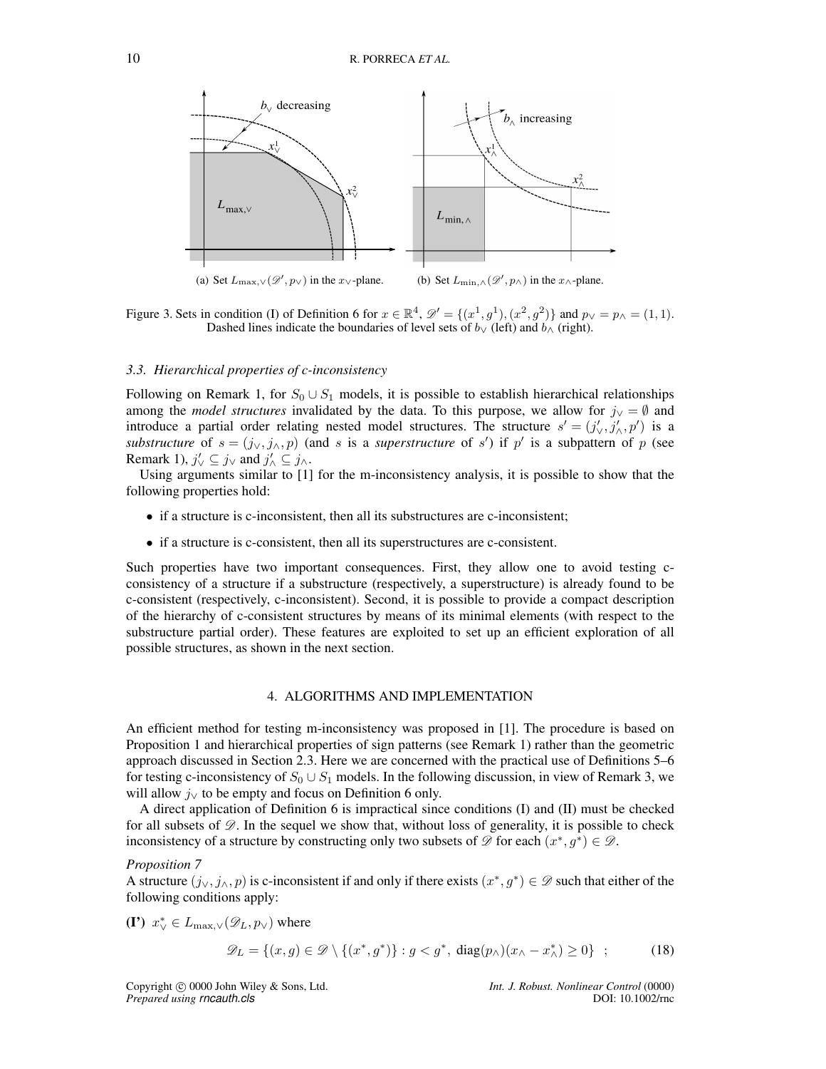(a) Set $L_{\max,\vee}(\mathscr{D}', p_\vee)$ in the $x_\vee$-plane.

(b) Set $L_{\min,\wedge}(\mathscr{D}', p_\wedge)$ in the $x_\wedge$-plane.

Figure 3. Sets in condition (I) of Definition 6 for $x \in \mathbb{R}^4$, $\mathscr{D}' = \{(x^1, g^1), (x^2, g^2)\}$ and $p_\vee = p_\wedge = (1, 1)$. Dashed lines indicate the boundaries of level sets of $b_\vee$ (left) and $b_\wedge$ (right).

### 3.3. Hierarchical properties of c-inconsistency

Following on Remark 1, for $S_0 \cup S_1$ models, it is possible to establish hierarchical relationships among the *model structures* invalidated by the data. To this purpose, we allow for $j_\vee = \emptyset$ and introduce a partial order relating nested model structures. The structure $s' = (j'_\vee, j'_\wedge, p')$ is a *substructure* of $s = (j_\vee, j_\wedge, p)$ (and $s$ is a *superstructure* of $s'$) if $p'$ is a subpattern of $p$ (see Remark 1), $j'_\vee \subseteq j_\vee$ and $j'_\wedge \subseteq j_\wedge$.

Using arguments similar to [1] for the m-inconsistency analysis, it is possible to show that the following properties hold:

- if a structure is c-inconsistent, then all its substructures are c-inconsistent;
- if a structure is c-consistent, then all its superstructures are c-consistent.

Such properties have two important consequences. First, they allow one to avoid testing c-consistency of a structure if a substructure (respectively, a superstructure) is already found to be c-consistent (respectively, c-inconsistent). Second, it is possible to provide a compact description of the hierarchy of c-consistent structures by means of its minimal elements (with respect to the substructure partial order). These features are exploited to set up an efficient exploration of all possible structures, as shown in the next section.

## 4. ALGORITHMS AND IMPLEMENTATION

An efficient method for testing m-inconsistency was proposed in [1]. The procedure is based on Proposition 1 and hierarchical properties of sign patterns (see Remark 1) rather than the geometric approach discussed in Section 2.3. Here we are concerned with the practical use of Definitions 5–6 for testing c-inconsistency of $S_0 \cup S_1$ models. In the following discussion, in view of Remark 3, we will allow $j_\vee$ to be empty and focus on Definition 6 only.

A direct application of Definition 6 is impractical since conditions (I) and (II) must be checked for all subsets of $\mathscr{D}$. In the sequel we show that, without loss of generality, it is possible to check inconsistency of a structure by constructing only two subsets of $\mathscr{D}$ for each $(x^*, g^*) \in \mathscr{D}$.

*Proposition 7*
A structure $(j_\vee, j_\wedge, p)$ is c-inconsistent if and only if there exists $(x^*, g^*) \in \mathscr{D}$ such that either of the following conditions apply:

**(I')** $x^*_\vee \in L_{\max,\vee}(\mathscr{D}_L, p_\vee)$ where

$$\mathscr{D}_L = \{(x, g) \in \mathscr{D} \setminus \{(x^*, g^*)\} : g < g^*,\ \mathrm{diag}(p_\wedge)(x_\wedge - x^*_\wedge) \geq 0\} \quad ; \tag{18}$$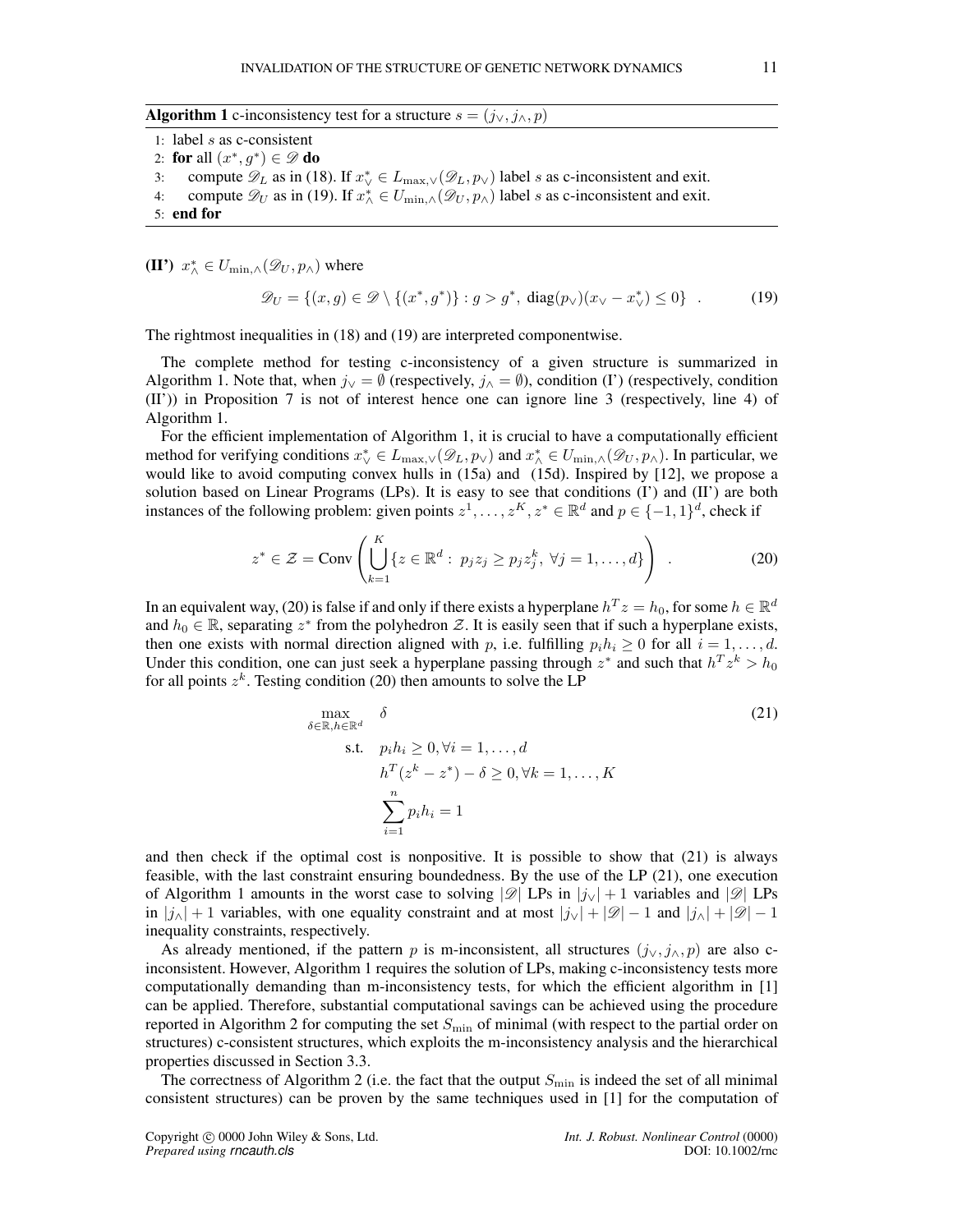**Algorithm 1** c-inconsistency test for a structure $s = (j_\vee, j_\wedge, p)$

```
1: label s as c-consistent
2: for all (x*, g*) ∈ 𝒟 do
3:    compute 𝒟_L as in (18). If x*_∨ ∈ L_{max,∨}(𝒟_L, p_∨) label s as c-inconsistent and exit.
4:    compute 𝒟_U as in (19). If x*_∧ ∈ U_{min,∧}(𝒟_U, p_∧) label s as c-inconsistent and exit.
5: end for
```

**(II')** $x^*_\wedge \in U_{\min,\wedge}(\mathscr{D}_U, p_\wedge)$ where

$$\mathscr{D}_U = \{(x,g) \in \mathscr{D} \setminus \{(x^*, g^*)\} : g > g^*,\ \mathrm{diag}(p_\vee)(x_\vee - x^*_\vee) \leq 0\} \quad . \tag{19}$$

The rightmost inequalities in (18) and (19) are interpreted componentwise.

The complete method for testing c-inconsistency of a given structure is summarized in Algorithm 1. Note that, when $j_\vee = \emptyset$ (respectively, $j_\wedge = \emptyset$), condition (I') (respectively, condition (II')) in Proposition 7 is not of interest hence one can ignore line 3 (respectively, line 4) of Algorithm 1.

For the efficient implementation of Algorithm 1, it is crucial to have a computationally efficient method for verifying conditions $x^*_\vee \in L_{\max,\vee}(\mathscr{D}_L, p_\vee)$ and $x^*_\wedge \in U_{\min,\wedge}(\mathscr{D}_U, p_\wedge)$. In particular, we would like to avoid computing convex hulls in (15a) and (15d). Inspired by [12], we propose a solution based on Linear Programs (LPs). It is easy to see that conditions (I') and (II') are both instances of the following problem: given points $z^1, \ldots, z^K, z^* \in \mathbb{R}^d$ and $p \in \{-1, 1\}^d$, check if

$$z^* \in \mathcal{Z} = \mathrm{Conv}\left(\bigcup_{k=1}^{K} \{z \in \mathbb{R}^d :\ p_j z_j \geq p_j z^k_j,\ \forall j = 1, \ldots, d\}\right) \quad . \tag{20}$$

In an equivalent way, (20) is false if and only if there exists a hyperplane $h^T z = h_0$, for some $h \in \mathbb{R}^d$ and $h_0 \in \mathbb{R}$, separating $z^*$ from the polyhedron $\mathcal{Z}$. It is easily seen that if such a hyperplane exists, then one exists with normal direction aligned with $p$, i.e. fulfilling $p_i h_i \geq 0$ for all $i = 1, \ldots, d$. Under this condition, one can just seek a hyperplane passing through $z^*$ and such that $h^T z^k > h_0$ for all points $z^k$. Testing condition (20) then amounts to solve the LP

$$\begin{aligned}
\max_{\delta \in \mathbb{R}, h \in \mathbb{R}^d} \quad & \delta \\
\text{s.t.} \quad & p_i h_i \geq 0, \forall i = 1, \ldots, d \\
& h^T(z^k - z^*) - \delta \geq 0, \forall k = 1, \ldots, K \\
& \sum_{i=1}^{n} p_i h_i = 1
\end{aligned} \tag{21}$$

and then check if the optimal cost is nonpositive. It is possible to show that (21) is always feasible, with the last constraint ensuring boundedness. By the use of the LP (21), one execution of Algorithm 1 amounts in the worst case to solving $|\mathscr{D}|$ LPs in $|j_\vee| + 1$ variables and $|\mathscr{D}|$ LPs in $|j_\wedge| + 1$ variables, with one equality constraint and at most $|j_\vee| + |\mathscr{D}| - 1$ and $|j_\wedge| + |\mathscr{D}| - 1$ inequality constraints, respectively.

As already mentioned, if the pattern $p$ is m-inconsistent, all structures $(j_\vee, j_\wedge, p)$ are also c-inconsistent. However, Algorithm 1 requires the solution of LPs, making c-inconsistency tests more computationally demanding than m-inconsistency tests, for which the efficient algorithm in [1] can be applied. Therefore, substantial computational savings can be achieved using the procedure reported in Algorithm 2 for computing the set $S_{\min}$ of minimal (with respect to the partial order on structures) c-consistent structures, which exploits the m-inconsistency analysis and the hierarchical properties discussed in Section 3.3.

The correctness of Algorithm 2 (i.e. the fact that the output $S_{\min}$ is indeed the set of all minimal consistent structures) can be proven by the same techniques used in [1] for the computation of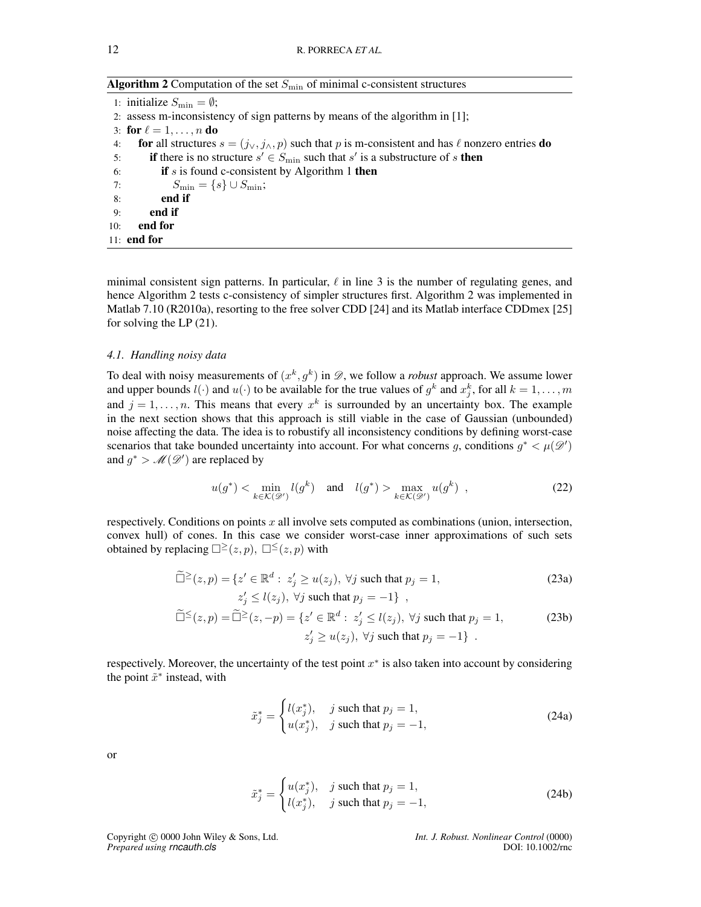**Algorithm 2** Computation of the set $S_{\min}$ of minimal c-consistent structures

```
1:  initialize S_min = ∅;
2:  assess m-inconsistency of sign patterns by means of the algorithm in [1];
3:  for ℓ = 1,...,n do
4:     for all structures s = (j∨, j∧, p) such that p is m-consistent and has ℓ nonzero entries do
5:        if there is no structure s' ∈ S_min such that s' is a substructure of s then
6:           if s is found c-consistent by Algorithm 1 then
7:              S_min = {s} ∪ S_min;
8:           end if
9:        end if
10:    end for
11: end for
```

minimal consistent sign patterns. In particular, $\ell$ in line 3 is the number of regulating genes, and hence Algorithm 2 tests c-consistency of simpler structures first. Algorithm 2 was implemented in Matlab 7.10 (R2010a), resorting to the free solver CDD [24] and its Matlab interface CDDmex [25] for solving the LP (21).

### *4.1. Handling noisy data*

To deal with noisy measurements of $(x^k, g^k)$ in $\mathscr{D}$, we follow a *robust* approach. We assume lower and upper bounds $l(\cdot)$ and $u(\cdot)$ to be available for the true values of $g^k$ and $x_j^k$, for all $k = 1, \ldots, m$ and $j = 1, \ldots, n$. This means that every $x^k$ is surrounded by an uncertainty box. The example in the next section shows that this approach is still viable in the case of Gaussian (unbounded) noise affecting the data. The idea is to robustify all inconsistency conditions by defining worst-case scenarios that take bounded uncertainty into account. For what concerns $g$, conditions $g^* < \mu(\mathscr{D}')$ and $g^* > \mathscr{M}(\mathscr{D}')$ are replaced by

$$u(g^*) < \min_{k \in \mathcal{K}(\mathscr{D}')} l(g^k) \quad \text{and} \quad l(g^*) > \max_{k \in \mathcal{K}(\mathscr{D}')} u(g^k) \ , \tag{22}$$

respectively. Conditions on points $x$ all involve sets computed as combinations (union, intersection, convex hull) of cones. In this case we consider worst-case inner approximations of such sets obtained by replacing $\square^{\geq}(z,p)$, $\square^{\leq}(z,p)$ with

$$\widetilde{\square}^{\geq}(z,p) = \{z' \in \mathbb{R}^d : \ z'_j \geq u(z_j), \ \forall j \text{ such that } p_j = 1, \\ z'_j \leq l(z_j), \ \forall j \text{ such that } p_j = -1\} \ , \tag{23a}$$

$$\widetilde{\square}^{\leq}(z,p) = \widetilde{\square}^{\geq}(z,-p) = \{z' \in \mathbb{R}^d : \ z'_j \leq l(z_j), \ \forall j \text{ such that } p_j = 1, \\ z'_j \geq u(z_j), \ \forall j \text{ such that } p_j = -1\} \ . \tag{23b}$$

respectively. Moreover, the uncertainty of the test point $x^*$ is also taken into account by considering the point $\tilde{x}^*$ instead, with

$$\tilde{x}_j^* = \begin{cases} l(x_j^*), & j \text{ such that } p_j = 1, \\ u(x_j^*), & j \text{ such that } p_j = -1, \end{cases} \tag{24a}$$

or

$$\tilde{x}_j^* = \begin{cases} u(x_j^*), & j \text{ such that } p_j = 1, \\ l(x_j^*), & j \text{ such that } p_j = -1, \end{cases} \tag{24b}$$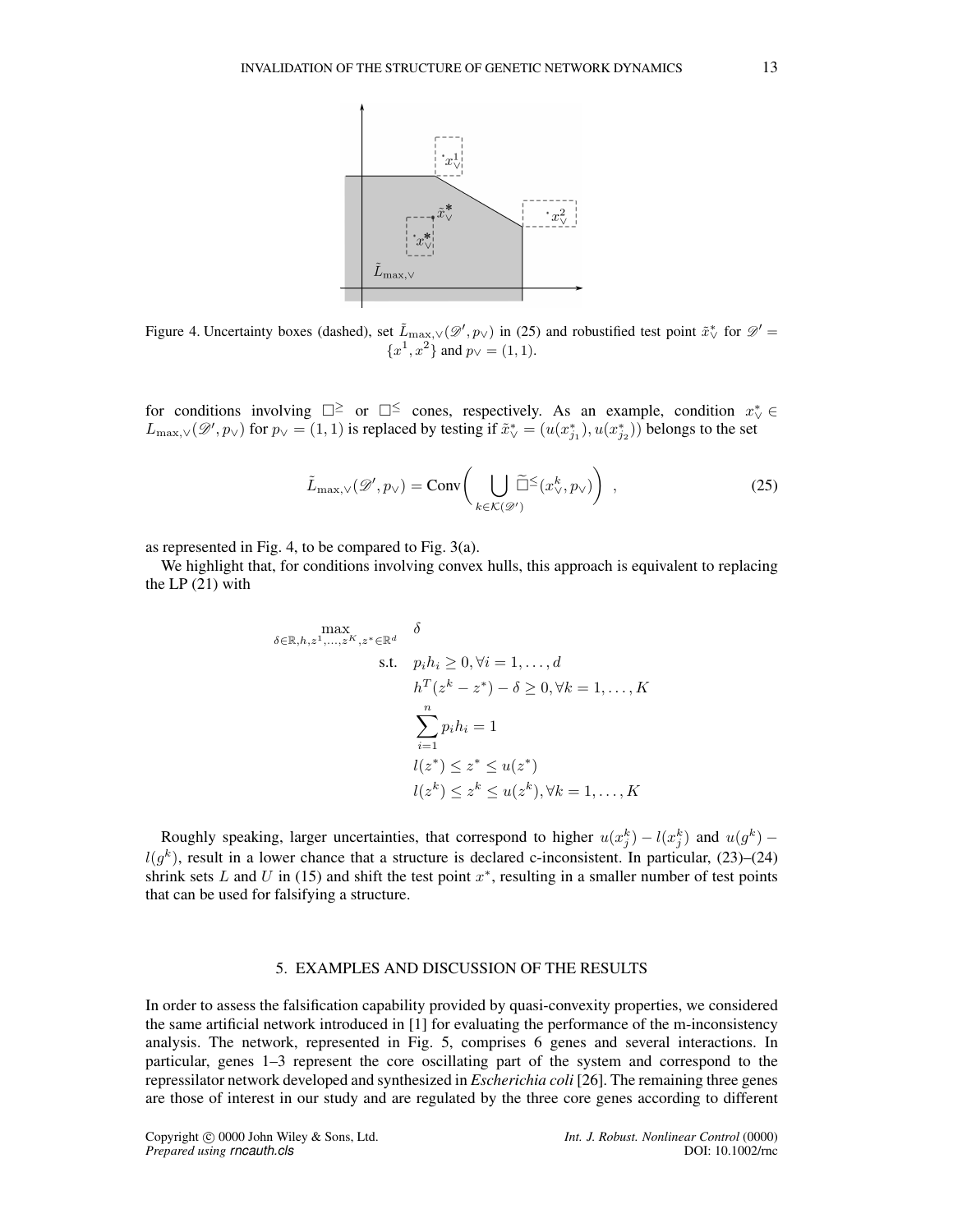Figure 4. Uncertainty boxes (dashed), set $\tilde{L}_{\max,\vee}(\mathscr{D}', p_\vee)$ in (25) and robustified test point $\tilde{x}^*_\vee$ for $\mathscr{D}' = \{x^1, x^2\}$ and $p_\vee = (1, 1)$.

for conditions involving $\square^{\geq}$ or $\square^{\leq}$ cones, respectively. As an example, condition $x^*_\vee \in L_{\max,\vee}(\mathscr{D}', p_\vee)$ for $p_\vee = (1, 1)$ is replaced by testing if $\tilde{x}^*_\vee = (u(x^*_{j_1}), u(x^*_{j_2}))$ belongs to the set

$$
\tilde{L}_{\max,\vee}(\mathscr{D}', p_\vee) = \mathrm{Conv}\left( \bigcup_{k \in \mathcal{K}(\mathscr{D}')} \widetilde{\square}^{\leq}(x^k_\vee, p_\vee) \right) , \tag{25}
$$

as represented in Fig. 4, to be compared to Fig. 3(a).

We highlight that, for conditions involving convex hulls, this approach is equivalent to replacing the LP (21) with

$$
\begin{aligned}
\max_{\delta \in \mathbb{R}, h, z^1, \ldots, z^K, z^* \in \mathbb{R}^d} \quad & \delta \\
\text{s.t.} \quad & p_i h_i \geq 0, \forall i = 1, \ldots, d \\
& h^T(z^k - z^*) - \delta \geq 0, \forall k = 1, \ldots, K \\
& \sum_{i=1}^{n} p_i h_i = 1 \\
& l(z^*) \leq z^* \leq u(z^*) \\
& l(z^k) \leq z^k \leq u(z^k), \forall k = 1, \ldots, K
\end{aligned}
$$

Roughly speaking, larger uncertainties, that correspond to higher $u(x^k_j) - l(x^k_j)$ and $u(g^k) - l(g^k)$, result in a lower chance that a structure is declared c-inconsistent. In particular, (23)–(24) shrink sets $L$ and $U$ in (15) and shift the test point $x^*$, resulting in a smaller number of test points that can be used for falsifying a structure.

## 5. EXAMPLES AND DISCUSSION OF THE RESULTS

In order to assess the falsification capability provided by quasi-convexity properties, we considered the same artificial network introduced in [1] for evaluating the performance of the m-inconsistency analysis. The network, represented in Fig. 5, comprises 6 genes and several interactions. In particular, genes 1–3 represent the core oscillating part of the system and correspond to the repressilator network developed and synthesized in *Escherichia coli* [26]. The remaining three genes are those of interest in our study and are regulated by the three core genes according to different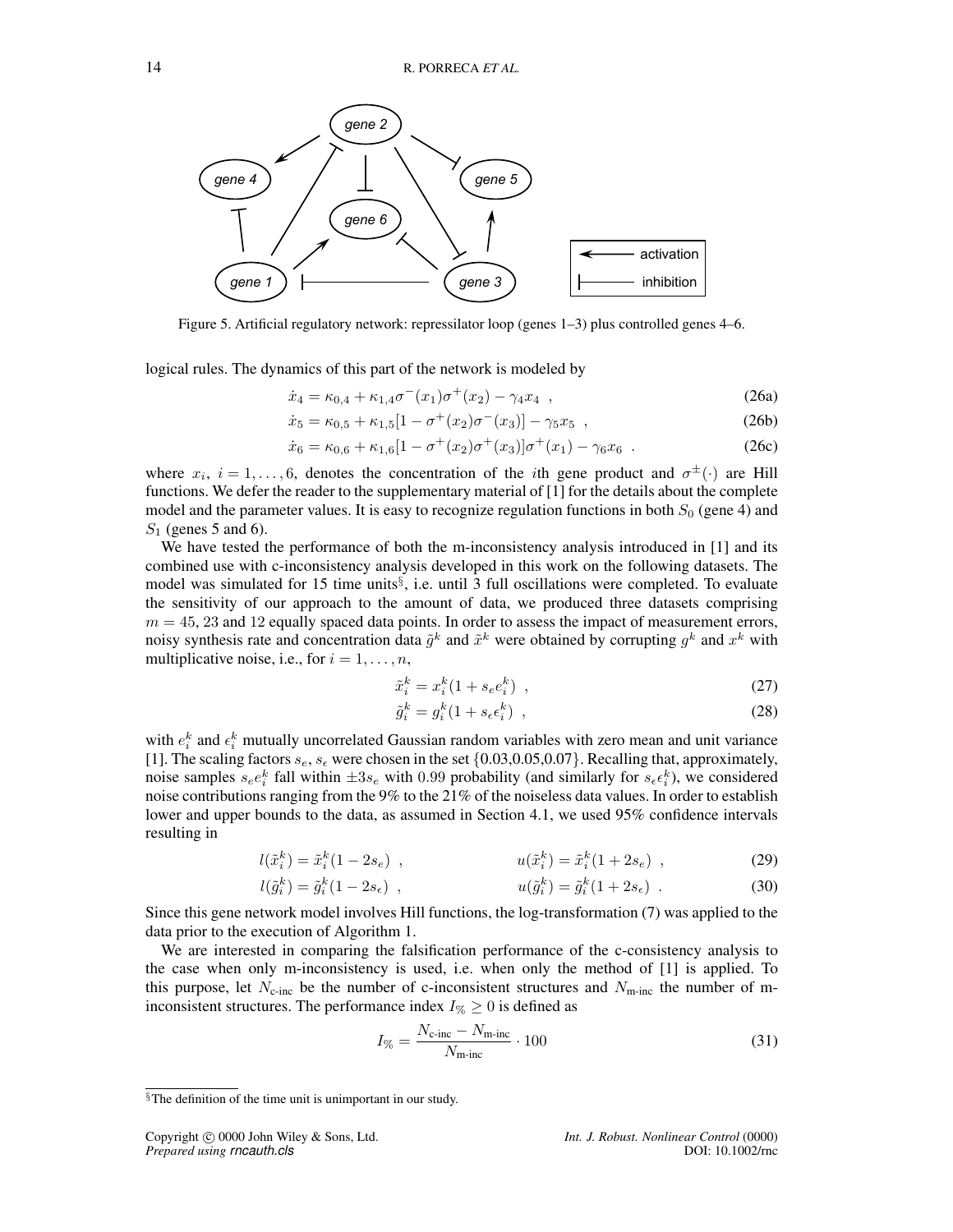Figure 5. Artificial regulatory network: repressilator loop (genes 1–3) plus controlled genes 4–6.

logical rules. The dynamics of this part of the network is modeled by

$$\dot{x}_4 = \kappa_{0,4} + \kappa_{1,4}\sigma^-(x_1)\sigma^+(x_2) - \gamma_4 x_4 \ , \tag{26a}$$

$$\dot{x}_5 = \kappa_{0,5} + \kappa_{1,5}[1 - \sigma^+(x_2)\sigma^-(x_3)] - \gamma_5 x_5 \ , \tag{26b}$$

$$\dot{x}_6 = \kappa_{0,6} + \kappa_{1,6}[1 - \sigma^+(x_2)\sigma^+(x_3)]\sigma^+(x_1) - \gamma_6 x_6 \ . \tag{26c}$$

where $x_i$, $i = 1, \ldots, 6$, denotes the concentration of the $i$th gene product and $\sigma^{\pm}(\cdot)$ are Hill functions. We defer the reader to the supplementary material of [1] for the details about the complete model and the parameter values. It is easy to recognize regulation functions in both $S_0$ (gene 4) and $S_1$ (genes 5 and 6).

We have tested the performance of both the m-inconsistency analysis introduced in [1] and its combined use with c-inconsistency analysis developed in this work on the following datasets. The model was simulated for 15 time units[§], i.e. until 3 full oscillations were completed. To evaluate the sensitivity of our approach to the amount of data, we produced three datasets comprising $m = 45$, 23 and 12 equally spaced data points. In order to assess the impact of measurement errors, noisy synthesis rate and concentration data $\tilde{g}^k$ and $\tilde{x}^k$ were obtained by corrupting $g^k$ and $x^k$ with multiplicative noise, i.e., for $i = 1, \ldots, n$,

$$\tilde{x}_i^k = x_i^k(1 + s_e e_i^k) \ , \tag{27}$$

$$\tilde{g}_i^k = g_i^k(1 + s_\epsilon \epsilon_i^k) \ , \tag{28}$$

with $e_i^k$ and $\epsilon_i^k$ mutually uncorrelated Gaussian random variables with zero mean and unit variance [1]. The scaling factors $s_e, s_\epsilon$ were chosen in the set $\{0.03, 0.05, 0.07\}$. Recalling that, approximately, noise samples $s_e e_i^k$ fall within $\pm 3 s_e$ with 0.99 probability (and similarly for $s_\epsilon \epsilon_i^k$), we considered noise contributions ranging from the 9% to the 21% of the noiseless data values. In order to establish lower and upper bounds to the data, as assumed in Section 4.1, we used 95% confidence intervals resulting in

$$l(\tilde{x}_i^k) = \tilde{x}_i^k(1 - 2s_e) \ , \qquad u(\tilde{x}_i^k) = \tilde{x}_i^k(1 + 2s_e) \ , \tag{29}$$

$$l(\tilde{g}_i^k) = \tilde{g}_i^k(1 - 2s_\epsilon) \ , \qquad u(\tilde{g}_i^k) = \tilde{g}_i^k(1 + 2s_\epsilon) \ . \tag{30}$$

Since this gene network model involves Hill functions, the log-transformation (7) was applied to the data prior to the execution of Algorithm 1.

We are interested in comparing the falsification performance of the c-consistency analysis to the case when only m-inconsistency is used, i.e. when only the method of [1] is applied. To this purpose, let $N_{\text{c-inc}}$ be the number of c-inconsistent structures and $N_{\text{m-inc}}$ the number of m-inconsistent structures. The performance index $I_\% \geq 0$ is defined as

$$I_\% = \frac{N_{\text{c-inc}} - N_{\text{m-inc}}}{N_{\text{m-inc}}} \cdot 100 \tag{31}$$

§The definition of the time unit is unimportant in our study.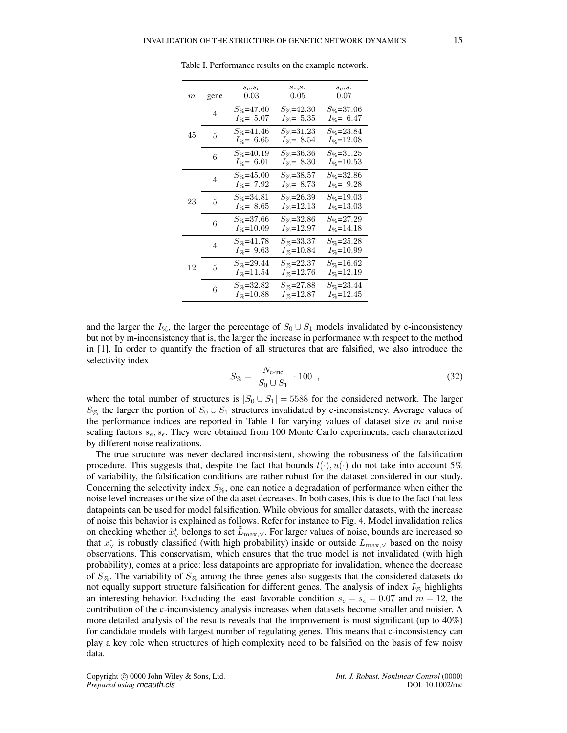Table I. Performance results on the example network.

| $m$ | gene | $s_e, s_\epsilon$ 0.03 | $s_e, s_\epsilon$ 0.05 | $s_e, s_\epsilon$ 0.07 |
|---|---|---|---|---|
| 45 | 4 | $S_\%$=47.60 $I_\%$= 5.07 | $S_\%$=42.30 $I_\%$= 5.35 | $S_\%$=37.06 $I_\%$= 6.47 |
| | 5 | $S_\%$=41.46 $I_\%$= 6.65 | $S_\%$=31.23 $I_\%$= 8.54 | $S_\%$=23.84 $I_\%$=12.08 |
| | 6 | $S_\%$=40.19 $I_\%$= 6.01 | $S_\%$=36.36 $I_\%$= 8.30 | $S_\%$=31.25 $I_\%$=10.53 |
| 23 | 4 | $S_\%$=45.00 $I_\%$= 7.92 | $S_\%$=38.57 $I_\%$= 8.73 | $S_\%$=32.86 $I_\%$= 9.28 |
| | 5 | $S_\%$=34.81 $I_\%$= 8.65 | $S_\%$=26.39 $I_\%$=12.13 | $S_\%$=19.03 $I_\%$=13.03 |
| | 6 | $S_\%$=37.66 $I_\%$=10.09 | $S_\%$=32.86 $I_\%$=12.97 | $S_\%$=27.29 $I_\%$=14.18 |
| 12 | 4 | $S_\%$=41.78 $I_\%$= 9.63 | $S_\%$=33.37 $I_\%$=10.84 | $S_\%$=25.28 $I_\%$=10.99 |
| | 5 | $S_\%$=29.44 $I_\%$=11.54 | $S_\%$=22.37 $I_\%$=12.76 | $S_\%$=16.62 $I_\%$=12.19 |
| | 6 | $S_\%$=32.82 $I_\%$=10.88 | $S_\%$=27.88 $I_\%$=12.87 | $S_\%$=23.44 $I_\%$=12.45 |

and the larger the $I_\%$, the larger the percentage of $S_0 \cup S_1$ models invalidated by c-inconsistency but not by m-inconsistency that is, the larger the increase in performance with respect to the method in [1]. In order to quantify the fraction of all structures that are falsified, we also introduce the selectivity index

$$S_\% = \frac{N_{\text{c-inc}}}{|S_0 \cup S_1|} \cdot 100 \ , \tag{32}$$

where the total number of structures is $|S_0 \cup S_1| = 5588$ for the considered network. The larger $S_\%$ the larger the portion of $S_0 \cup S_1$ structures invalidated by c-inconsistency. Average values of the performance indices are reported in Table I for varying values of dataset size $m$ and noise scaling factors $s_e, s_\epsilon$. They were obtained from 100 Monte Carlo experiments, each characterized by different noise realizations.

The true structure was never declared inconsistent, showing the robustness of the falsification procedure. This suggests that, despite the fact that bounds $l(\cdot), u(\cdot)$ do not take into account 5% of variability, the falsification conditions are rather robust for the dataset considered in our study. Concerning the selectivity index $S_\%$, one can notice a degradation of performance when either the noise level increases or the size of the dataset decreases. In both cases, this is due to the fact that less datapoints can be used for model falsification. While obvious for smaller datasets, with the increase of noise this behavior is explained as follows. Refer for instance to Fig. 4. Model invalidation relies on checking whether $\tilde{x}^*_\vee$ belongs to set $\tilde{L}_{\max,\vee}$. For larger values of noise, bounds are increased so that $x^*_\vee$ is robustly classified (with high probability) inside or outside $L_{\max,\vee}$ based on the noisy observations. This conservatism, which ensures that the true model is not invalidated (with high probability), comes at a price: less datapoints are appropriate for invalidation, whence the decrease of $S_\%$. The variability of $S_\%$ among the three genes also suggests that the considered datasets do not equally support structure falsification for different genes. The analysis of index $I_\%$ highlights an interesting behavior. Excluding the least favorable condition $s_e = s_\epsilon = 0.07$ and $m = 12$, the contribution of the c-inconsistency analysis increases when datasets become smaller and noisier. A more detailed analysis of the results reveals that the improvement is most significant (up to 40%) for candidate models with largest number of regulating genes. This means that c-inconsistency can play a key role when structures of high complexity need to be falsified on the basis of few noisy data.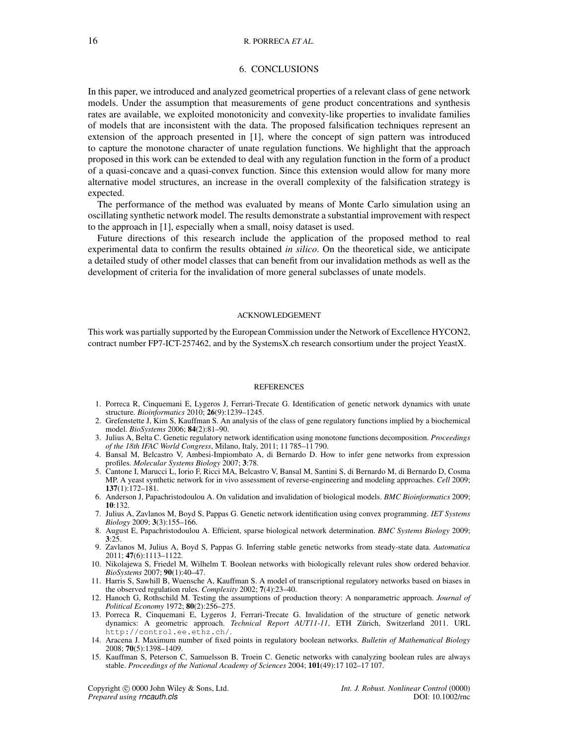## 6. CONCLUSIONS

In this paper, we introduced and analyzed geometrical properties of a relevant class of gene network models. Under the assumption that measurements of gene product concentrations and synthesis rates are available, we exploited monotonicity and convexity-like properties to invalidate families of models that are inconsistent with the data. The proposed falsification techniques represent an extension of the approach presented in [1], where the concept of sign pattern was introduced to capture the monotone character of unate regulation functions. We highlight that the approach proposed in this work can be extended to deal with any regulation function in the form of a product of a quasi-concave and a quasi-convex function. Since this extension would allow for many more alternative model structures, an increase in the overall complexity of the falsification strategy is expected.

The performance of the method was evaluated by means of Monte Carlo simulation using an oscillating synthetic network model. The results demonstrate a substantial improvement with respect to the approach in [1], especially when a small, noisy dataset is used.

Future directions of this research include the application of the proposed method to real experimental data to confirm the results obtained *in silico*. On the theoretical side, we anticipate a detailed study of other model classes that can benefit from our invalidation methods as well as the development of criteria for the invalidation of more general subclasses of unate models.

### ACKNOWLEDGEMENT

This work was partially supported by the European Commission under the Network of Excellence HYCON2, contract number FP7-ICT-257462, and by the SystemsX.ch research consortium under the project YeastX.

### REFERENCES

1. Porreca R, Cinquemani E, Lygeros J, Ferrari-Trecate G. Identification of genetic network dynamics with unate structure. *Bioinformatics* 2010; **26**(9):1239–1245.
2. Grefenstette J, Kim S, Kauffman S. An analysis of the class of gene regulatory functions implied by a biochemical model. *BioSystems* 2006; **84**(2):81–90.
3. Julius A, Belta C. Genetic regulatory network identification using monotone functions decomposition. *Proceedings of the 18th IFAC World Congress*, Milano, Italy, 2011; 11 785–11 790.
4. Bansal M, Belcastro V, Ambesi-Impiombato A, di Bernardo D. How to infer gene networks from expression profiles. *Molecular Systems Biology* 2007; **3**:78.
5. Cantone I, Marucci L, Iorio F, Ricci MA, Belcastro V, Bansal M, Santini S, di Bernardo M, di Bernardo D, Cosma MP. A yeast synthetic network for in vivo assessment of reverse-engineering and modeling approaches. *Cell* 2009; **137**(1):172–181.
6. Anderson J, Papachristodoulou A. On validation and invalidation of biological models. *BMC Bioinformatics* 2009; **10**:132.
7. Julius A, Zavlanos M, Boyd S, Pappas G. Genetic network identification using convex programming. *IET Systems Biology* 2009; **3**(3):155–166.
8. August E, Papachristodoulou A. Efficient, sparse biological network determination. *BMC Systems Biology* 2009; **3**:25.
9. Zavlanos M, Julius A, Boyd S, Pappas G. Inferring stable genetic networks from steady-state data. *Automatica* 2011; **47**(6):1113–1122.
10. Nikolajewa S, Friedel M, Wilhelm T. Boolean networks with biologically relevant rules show ordered behavior. *BioSystems* 2007; **90**(1):40–47.
11. Harris S, Sawhill B, Wuensche A, Kauffman S. A model of transcriptional regulatory networks based on biases in the observed regulation rules. *Complexity* 2002; **7**(4):23–40.
12. Hanoch G, Rothschild M. Testing the assumptions of production theory: A nonparametric approach. *Journal of Political Economy* 1972; **80**(2):256–275.
13. Porreca R, Cinquemani E, Lygeros J, Ferrari-Trecate G. Invalidation of the structure of genetic network dynamics: A geometric approach. *Technical Report AUT11-11*, ETH Zürich, Switzerland 2011. URL `http://control.ee.ethz.ch/`.
14. Aracena J. Maximum number of fixed points in regulatory boolean networks. *Bulletin of Mathematical Biology* 2008; **70**(5):1398–1409.
15. Kauffman S, Peterson C, Samuelsson B, Troein C. Genetic networks with canalyzing boolean rules are always stable. *Proceedings of the National Academy of Sciences* 2004; **101**(49):17 102–17 107.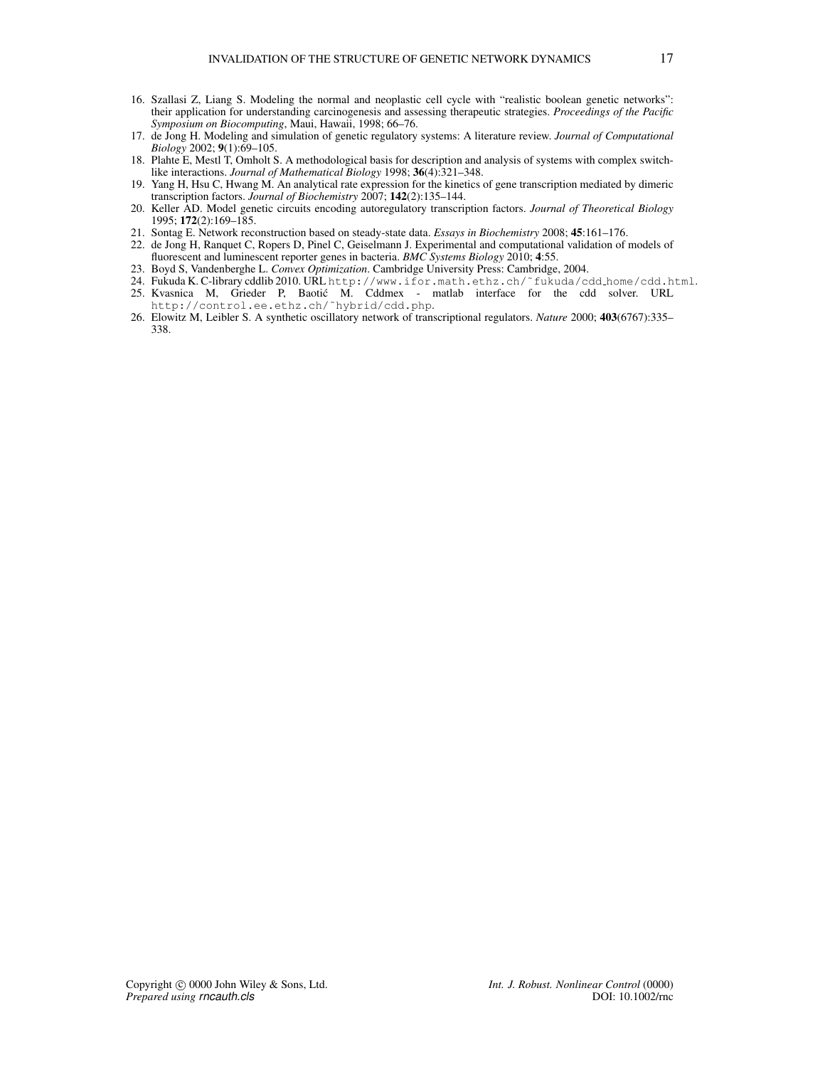16. Szallasi Z, Liang S. Modeling the normal and neoplastic cell cycle with "realistic boolean genetic networks": their application for understanding carcinogenesis and assessing therapeutic strategies. *Proceedings of the Pacific Symposium on Biocomputing*, Maui, Hawaii, 1998; 66–76.
17. de Jong H. Modeling and simulation of genetic regulatory systems: A literature review. *Journal of Computational Biology* 2002; **9**(1):69–105.
18. Plahte E, Mestl T, Omholt S. A methodological basis for description and analysis of systems with complex switch-like interactions. *Journal of Mathematical Biology* 1998; **36**(4):321–348.
19. Yang H, Hsu C, Hwang M. An analytical rate expression for the kinetics of gene transcription mediated by dimeric transcription factors. *Journal of Biochemistry* 2007; **142**(2):135–144.
20. Keller AD. Model genetic circuits encoding autoregulatory transcription factors. *Journal of Theoretical Biology* 1995; **172**(2):169–185.
21. Sontag E. Network reconstruction based on steady-state data. *Essays in Biochemistry* 2008; **45**:161–176.
22. de Jong H, Ranquet C, Ropers D, Pinel C, Geiselmann J. Experimental and computational validation of models of fluorescent and luminescent reporter genes in bacteria. *BMC Systems Biology* 2010; **4**:55.
23. Boyd S, Vandenberghe L. *Convex Optimization*. Cambridge University Press: Cambridge, 2004.
24. Fukuda K. C-library cddlib 2010. URL http://www.ifor.math.ethz.ch/~fukuda/cdd_home/cdd.html.
25. Kvasnica M, Grieder P, Baotić M. Cddmex - matlab interface for the cdd solver. URL http://control.ee.ethz.ch/~hybrid/cdd.php.
26. Elowitz M, Leibler S. A synthetic oscillatory network of transcriptional regulators. *Nature* 2000; **403**(6767):335–338.